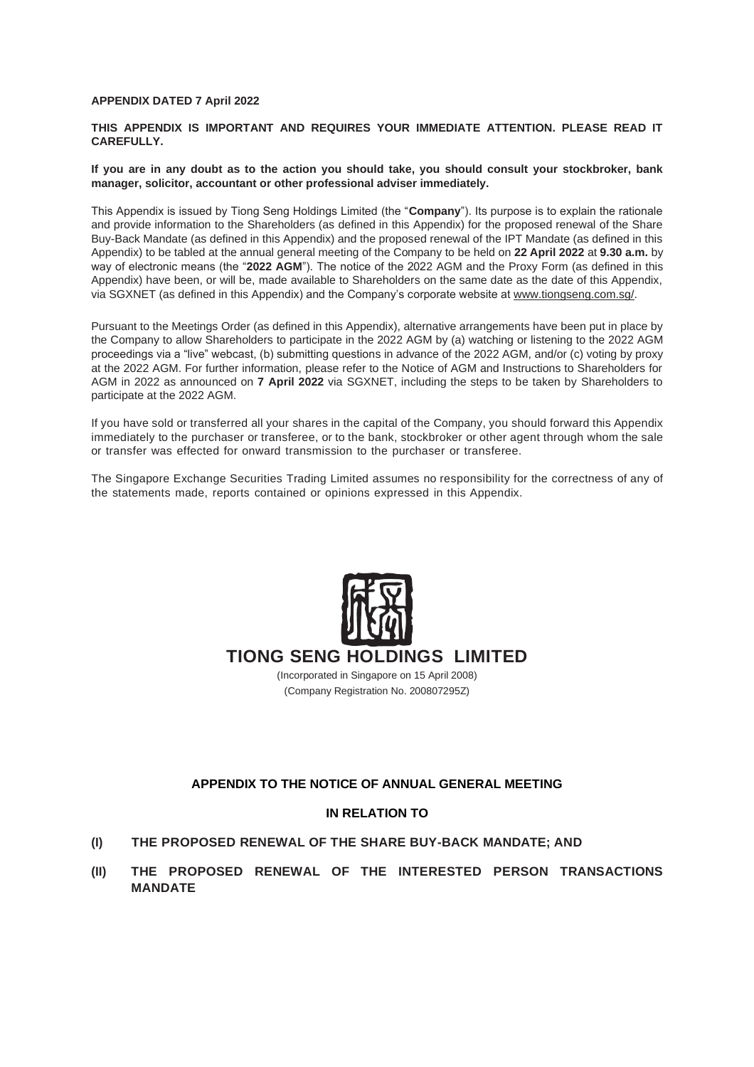**APPENDIX DATED 7 April 2022**

**THIS APPENDIX IS IMPORTANT AND REQUIRES YOUR IMMEDIATE ATTENTION. PLEASE READ IT CAREFULLY.**

**If you are in any doubt as to the action you should take, you should consult your stockbroker, bank manager, solicitor, accountant or other professional adviser immediately.**

This Appendix is issued by Tiong Seng Holdings Limited (the "**Company**"). Its purpose is to explain the rationale and provide information to the Shareholders (as defined in this Appendix) for the proposed renewal of the Share Buy-Back Mandate (as defined in this Appendix) and the proposed renewal of the IPT Mandate (as defined in this Appendix) to be tabled at the annual general meeting of the Company to be held on **22 April 2022** at **9.30 a.m.** by way of electronic means (the "**2022 AGM**"). The notice of the 2022 AGM and the Proxy Form (as defined in this Appendix) have been, or will be, made available to Shareholders on the same date as the date of this Appendix, via SGXNET (as defined in this Appendix) and the Company's corporate website at www.tiongseng.com.sg/.

Pursuant to the Meetings Order (as defined in this Appendix), alternative arrangements have been put in place by the Company to allow Shareholders to participate in the 2022 AGM by (a) watching or listening to the 2022 AGM proceedings via a "live" webcast, (b) submitting questions in advance of the 2022 AGM, and/or (c) voting by proxy at the 2022 AGM. For further information, please refer to the Notice of AGM and Instructions to Shareholders for AGM in 2022 as announced on **7 April 2022** via SGXNET, including the steps to be taken by Shareholders to participate at the 2022 AGM.

If you have sold or transferred all your shares in the capital of the Company, you should forward this Appendix immediately to the purchaser or transferee, or to the bank, stockbroker or other agent through whom the sale or transfer was effected for onward transmission to the purchaser or transferee.

The Singapore Exchange Securities Trading Limited assumes no responsibility for the correctness of any of the statements made, reports contained or opinions expressed in this Appendix.

# TIONG SENG HOLDINGS LIMITED

(Incorporated in Singapore on 15 April 2008)
(Company Registration No. 200807295Z)

## APPENDIX TO THE NOTICE OF ANNUAL GENERAL MEETING

## IN RELATION TO

**(I) THE PROPOSED RENEWAL OF THE SHARE BUY-BACK MANDATE; AND**

**(II) THE PROPOSED RENEWAL OF THE INTERESTED PERSON TRANSACTIONS MANDATE**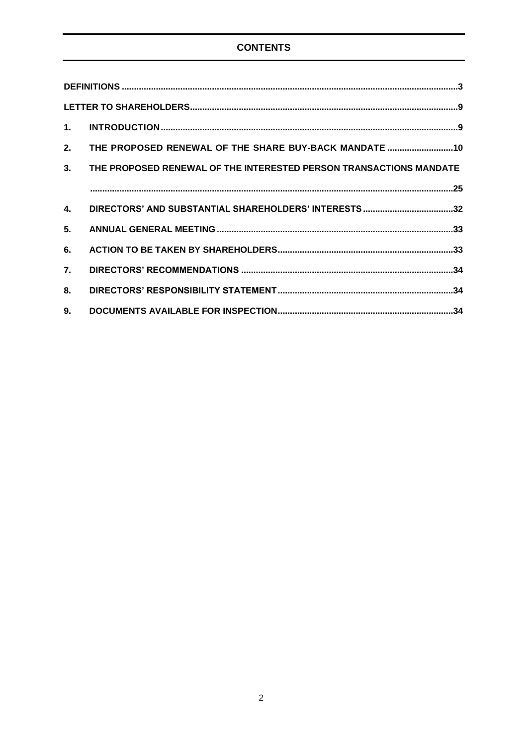# CONTENTS

| | | |
|---|---|---|
| **DEFINITIONS** | | **3** |
| **LETTER TO SHAREHOLDERS** | | **9** |
| **1.** | **INTRODUCTION** | **9** |
| **2.** | **THE PROPOSED RENEWAL OF THE SHARE BUY-BACK MANDATE** | **10** |
| **3.** | **THE PROPOSED RENEWAL OF THE INTERESTED PERSON TRANSACTIONS MANDATE** | **25** |
| **4.** | **DIRECTORS' AND SUBSTANTIAL SHAREHOLDERS' INTERESTS** | **32** |
| **5.** | **ANNUAL GENERAL MEETING** | **33** |
| **6.** | **ACTION TO BE TAKEN BY SHAREHOLDERS** | **33** |
| **7.** | **DIRECTORS' RECOMMENDATIONS** | **34** |
| **8.** | **DIRECTORS' RESPONSIBILITY STATEMENT** | **34** |
| **9.** | **DOCUMENTS AVAILABLE FOR INSPECTION** | **34** |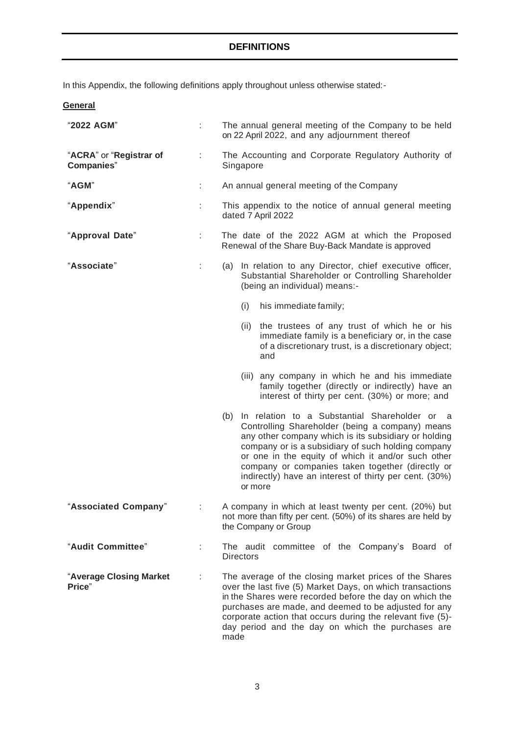# DEFINITIONS

In this Appendix, the following definitions apply throughout unless otherwise stated:-

**General**

| | | |
|---|---|---|
| "**2022 AGM**" | : | The annual general meeting of the Company to be held on 22 April 2022, and any adjournment thereof |
| "**ACRA**" or "**Registrar of Companies**" | : | The Accounting and Corporate Regulatory Authority of Singapore |
| "**AGM**" | : | An annual general meeting of the Company |
| "**Appendix**" | : | This appendix to the notice of annual general meeting dated 7 April 2022 |
| "**Approval Date**" | : | The date of the 2022 AGM at which the Proposed Renewal of the Share Buy-Back Mandate is approved |
| "**Associate**" | : | (a) In relation to any Director, chief executive officer, Substantial Shareholder or Controlling Shareholder (being an individual) means:-<br>(i) his immediate family;<br>(ii) the trustees of any trust of which he or his immediate family is a beneficiary or, in the case of a discretionary trust, is a discretionary object; and<br>(iii) any company in which he and his immediate family together (directly or indirectly) have an interest of thirty per cent. (30%) or more; and<br>(b) In relation to a Substantial Shareholder or a Controlling Shareholder (being a company) means any other company which is its subsidiary or holding company or is a subsidiary of such holding company or one in the equity of which it and/or such other company or companies taken together (directly or indirectly) have an interest of thirty per cent. (30%) or more |
| "**Associated Company**" | : | A company in which at least twenty per cent. (20%) but not more than fifty per cent. (50%) of its shares are held by the Company or Group |
| "**Audit Committee**" | : | The audit committee of the Company's Board of Directors |
| "**Average Closing Market Price**" | : | The average of the closing market prices of the Shares over the last five (5) Market Days, on which transactions in the Shares were recorded before the day on which the purchases are made, and deemed to be adjusted for any corporate action that occurs during the relevant five (5)-day period and the day on which the purchases are made |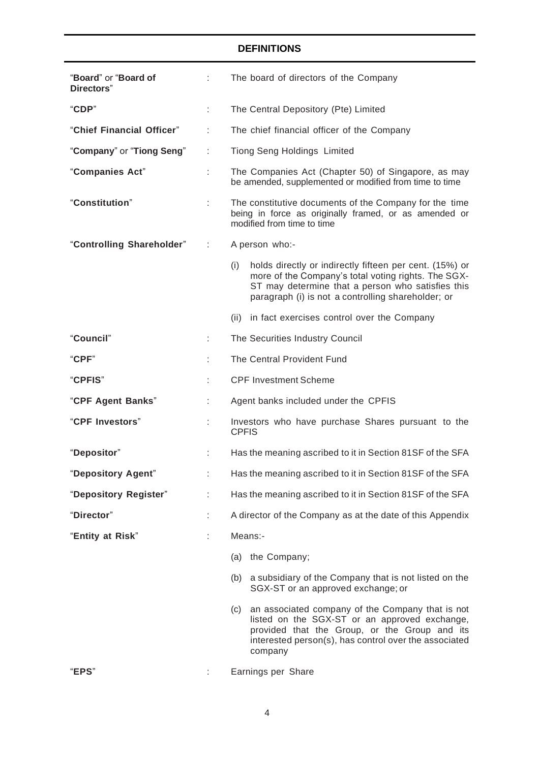## DEFINITIONS

| | | |
|---|---|---|
| "**Board**" or "**Board of Directors**" | : | The board of directors of the Company |
| "**CDP**" | : | The Central Depository (Pte) Limited |
| "**Chief Financial Officer**" | : | The chief financial officer of the Company |
| "**Company**" or "**Tiong Seng**" | : | Tiong Seng Holdings Limited |
| "**Companies Act**" | : | The Companies Act (Chapter 50) of Singapore, as may be amended, supplemented or modified from time to time |
| "**Constitution**" | : | The constitutive documents of the Company for the time being in force as originally framed, or as amended or modified from time to time |
| "**Controlling Shareholder**" | : | A person who:- <br>(i) holds directly or indirectly fifteen per cent. (15%) or more of the Company's total voting rights. The SGX-ST may determine that a person who satisfies this paragraph (i) is not a controlling shareholder; or <br>(ii) in fact exercises control over the Company |
| "**Council**" | : | The Securities Industry Council |
| "**CPF**" | : | The Central Provident Fund |
| "**CPFIS**" | : | CPF Investment Scheme |
| "**CPF Agent Banks**" | : | Agent banks included under the CPFIS |
| "**CPF Investors**" | : | Investors who have purchase Shares pursuant to the CPFIS |
| "**Depositor**" | : | Has the meaning ascribed to it in Section 81SF of the SFA |
| "**Depository Agent**" | : | Has the meaning ascribed to it in Section 81SF of the SFA |
| "**Depository Register**" | : | Has the meaning ascribed to it in Section 81SF of the SFA |
| "**Director**" | : | A director of the Company as at the date of this Appendix |
| "**Entity at Risk**" | : | Means:- <br>(a) the Company; <br>(b) a subsidiary of the Company that is not listed on the SGX-ST or an approved exchange; or <br>(c) an associated company of the Company that is not listed on the SGX-ST or an approved exchange, provided that the Group, or the Group and its interested person(s), has control over the associated company |
| "**EPS**" | : | Earnings per Share |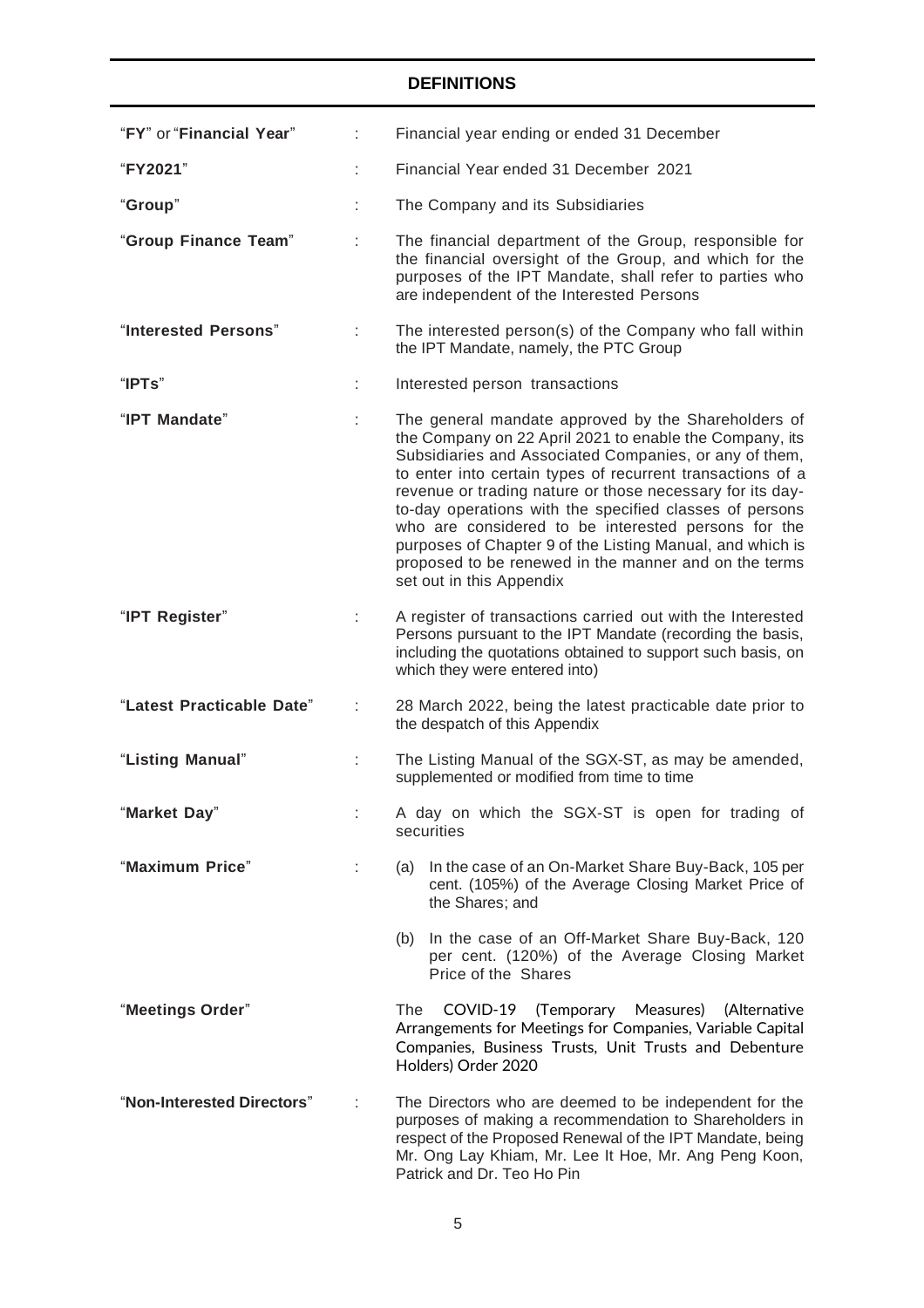## DEFINITIONS

| | | |
|---|---|---|
| "**FY**" or "**Financial Year**" | : | Financial year ending or ended 31 December |
| "**FY2021**" | : | Financial Year ended 31 December 2021 |
| "**Group**" | : | The Company and its Subsidiaries |
| "**Group Finance Team**" | : | The financial department of the Group, responsible for the financial oversight of the Group, and which for the purposes of the IPT Mandate, shall refer to parties who are independent of the Interested Persons |
| "**Interested Persons**" | : | The interested person(s) of the Company who fall within the IPT Mandate, namely, the PTC Group |
| "**IPTs**" | : | Interested person transactions |
| "**IPT Mandate**" | : | The general mandate approved by the Shareholders of the Company on 22 April 2021 to enable the Company, its Subsidiaries and Associated Companies, or any of them, to enter into certain types of recurrent transactions of a revenue or trading nature or those necessary for its day-to-day operations with the specified classes of persons who are considered to be interested persons for the purposes of Chapter 9 of the Listing Manual, and which is proposed to be renewed in the manner and on the terms set out in this Appendix |
| "**IPT Register**" | : | A register of transactions carried out with the Interested Persons pursuant to the IPT Mandate (recording the basis, including the quotations obtained to support such basis, on which they were entered into) |
| "**Latest Practicable Date**" | : | 28 March 2022, being the latest practicable date prior to the despatch of this Appendix |
| "**Listing Manual**" | : | The Listing Manual of the SGX-ST, as may be amended, supplemented or modified from time to time |
| "**Market Day**" | : | A day on which the SGX-ST is open for trading of securities |
| "**Maximum Price**" | : | (a) In the case of an On-Market Share Buy-Back, 105 per cent. (105%) of the Average Closing Market Price of the Shares; and<br><br>(b) In the case of an Off-Market Share Buy-Back, 120 per cent. (120%) of the Average Closing Market Price of the Shares |
| "**Meetings Order**" | | The COVID-19 (Temporary Measures) (Alternative Arrangements for Meetings for Companies, Variable Capital Companies, Business Trusts, Unit Trusts and Debenture Holders) Order 2020 |
| "**Non-Interested Directors**" | : | The Directors who are deemed to be independent for the purposes of making a recommendation to Shareholders in respect of the Proposed Renewal of the IPT Mandate, being Mr. Ong Lay Khiam, Mr. Lee It Hoe, Mr. Ang Peng Koon, Patrick and Dr. Teo Ho Pin |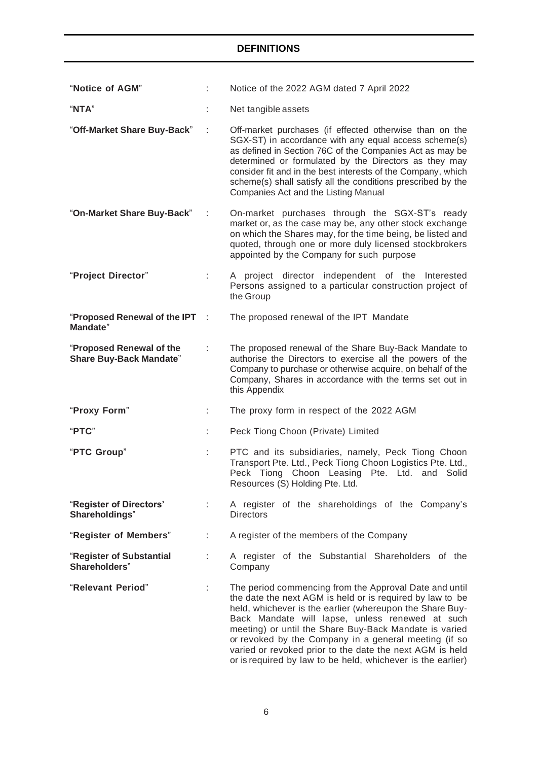## DEFINITIONS

| | | |
|---|---|---|
| "**Notice of AGM**" | : | Notice of the 2022 AGM dated 7 April 2022 |
| "**NTA**" | : | Net tangible assets |
| "**Off-Market Share Buy-Back**" | : | Off-market purchases (if effected otherwise than on the SGX-ST) in accordance with any equal access scheme(s) as defined in Section 76C of the Companies Act as may be determined or formulated by the Directors as they may consider fit and in the best interests of the Company, which scheme(s) shall satisfy all the conditions prescribed by the Companies Act and the Listing Manual |
| "**On-Market Share Buy-Back**" | : | On-market purchases through the SGX-ST's ready market or, as the case may be, any other stock exchange on which the Shares may, for the time being, be listed and quoted, through one or more duly licensed stockbrokers appointed by the Company for such purpose |
| "**Project Director**" | : | A project director independent of the Interested Persons assigned to a particular construction project of the Group |
| "**Proposed Renewal of the IPT Mandate**" | : | The proposed renewal of the IPT Mandate |
| "**Proposed Renewal of the Share Buy-Back Mandate**" | : | The proposed renewal of the Share Buy-Back Mandate to authorise the Directors to exercise all the powers of the Company to purchase or otherwise acquire, on behalf of the Company, Shares in accordance with the terms set out in this Appendix |
| "**Proxy Form**" | : | The proxy form in respect of the 2022 AGM |
| "**PTC**" | : | Peck Tiong Choon (Private) Limited |
| "**PTC Group**" | : | PTC and its subsidiaries, namely, Peck Tiong Choon Transport Pte. Ltd., Peck Tiong Choon Logistics Pte. Ltd., Peck Tiong Choon Leasing Pte. Ltd. and Solid Resources (S) Holding Pte. Ltd. |
| "**Register of Directors' Shareholdings**" | : | A register of the shareholdings of the Company's Directors |
| "**Register of Members**" | : | A register of the members of the Company |
| "**Register of Substantial Shareholders**" | : | A register of the Substantial Shareholders of the Company |
| "**Relevant Period**" | : | The period commencing from the Approval Date and until the date the next AGM is held or is required by law to be held, whichever is the earlier (whereupon the Share Buy-Back Mandate will lapse, unless renewed at such meeting) or until the Share Buy-Back Mandate is varied or revoked by the Company in a general meeting (if so varied or revoked prior to the date the next AGM is held or is required by law to be held, whichever is the earlier) |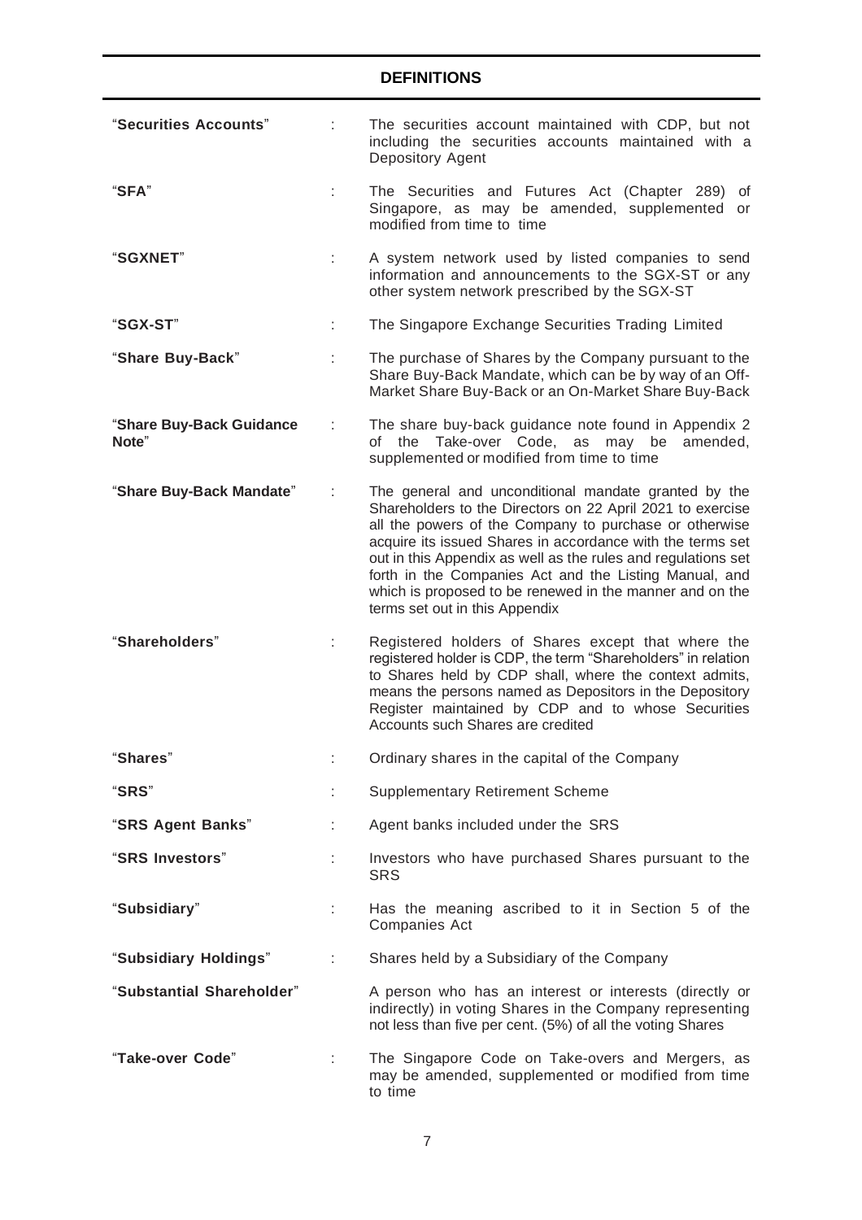## DEFINITIONS

| | | |
|---|---|---|
| "**Securities Accounts**" | : | The securities account maintained with CDP, but not including the securities accounts maintained with a Depository Agent |
| "**SFA**" | : | The Securities and Futures Act (Chapter 289) of Singapore, as may be amended, supplemented or modified from time to time |
| "**SGXNET**" | : | A system network used by listed companies to send information and announcements to the SGX-ST or any other system network prescribed by the SGX-ST |
| "**SGX-ST**" | : | The Singapore Exchange Securities Trading Limited |
| "**Share Buy-Back**" | : | The purchase of Shares by the Company pursuant to the Share Buy-Back Mandate, which can be by way of an Off-Market Share Buy-Back or an On-Market Share Buy-Back |
| "**Share Buy-Back Guidance Note**" | : | The share buy-back guidance note found in Appendix 2 of the Take-over Code, as may be amended, supplemented or modified from time to time |
| "**Share Buy-Back Mandate**" | : | The general and unconditional mandate granted by the Shareholders to the Directors on 22 April 2021 to exercise all the powers of the Company to purchase or otherwise acquire its issued Shares in accordance with the terms set out in this Appendix as well as the rules and regulations set forth in the Companies Act and the Listing Manual, and which is proposed to be renewed in the manner and on the terms set out in this Appendix |
| "**Shareholders**" | : | Registered holders of Shares except that where the registered holder is CDP, the term "Shareholders" in relation to Shares held by CDP shall, where the context admits, means the persons named as Depositors in the Depository Register maintained by CDP and to whose Securities Accounts such Shares are credited |
| "**Shares**" | : | Ordinary shares in the capital of the Company |
| "**SRS**" | : | Supplementary Retirement Scheme |
| "**SRS Agent Banks**" | : | Agent banks included under the SRS |
| "**SRS Investors**" | : | Investors who have purchased Shares pursuant to the SRS |
| "**Subsidiary**" | : | Has the meaning ascribed to it in Section 5 of the Companies Act |
| "**Subsidiary Holdings**" | : | Shares held by a Subsidiary of the Company |
| "**Substantial Shareholder**" | | A person who has an interest or interests (directly or indirectly) in voting Shares in the Company representing not less than five per cent. (5%) of all the voting Shares |
| "**Take-over Code**" | : | The Singapore Code on Take-overs and Mergers, as may be amended, supplemented or modified from time to time |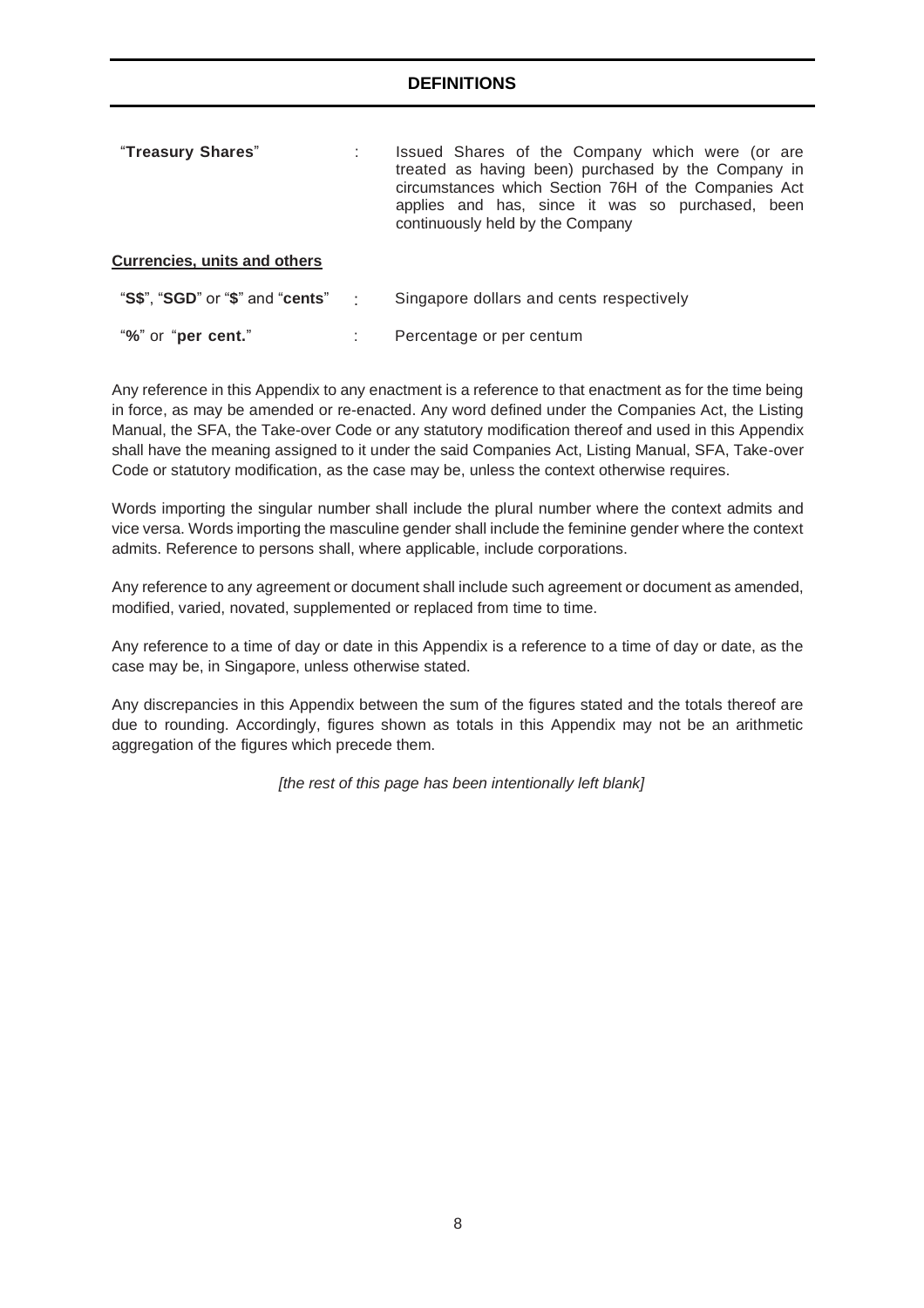## DEFINITIONS

| | | |
|---|---|---|
| "**Treasury Shares**" | : | Issued Shares of the Company which were (or are treated as having been) purchased by the Company in circumstances which Section 76H of the Companies Act applies and has, since it was so purchased, been continuously held by the Company |

**Currencies, units and others**

| | | |
|---|---|---|
| "**S$**", "**SGD**" or "**$**" and "**cents**" | : | Singapore dollars and cents respectively |
| "**%**" or "**per cent.**" | : | Percentage or per centum |

Any reference in this Appendix to any enactment is a reference to that enactment as for the time being in force, as may be amended or re-enacted. Any word defined under the Companies Act, the Listing Manual, the SFA, the Take-over Code or any statutory modification thereof and used in this Appendix shall have the meaning assigned to it under the said Companies Act, Listing Manual, SFA, Take-over Code or statutory modification, as the case may be, unless the context otherwise requires.

Words importing the singular number shall include the plural number where the context admits and vice versa. Words importing the masculine gender shall include the feminine gender where the context admits. Reference to persons shall, where applicable, include corporations.

Any reference to any agreement or document shall include such agreement or document as amended, modified, varied, novated, supplemented or replaced from time to time.

Any reference to a time of day or date in this Appendix is a reference to a time of day or date, as the case may be, in Singapore, unless otherwise stated.

Any discrepancies in this Appendix between the sum of the figures stated and the totals thereof are due to rounding. Accordingly, figures shown as totals in this Appendix may not be an arithmetic aggregation of the figures which precede them.

*[the rest of this page has been intentionally left blank]*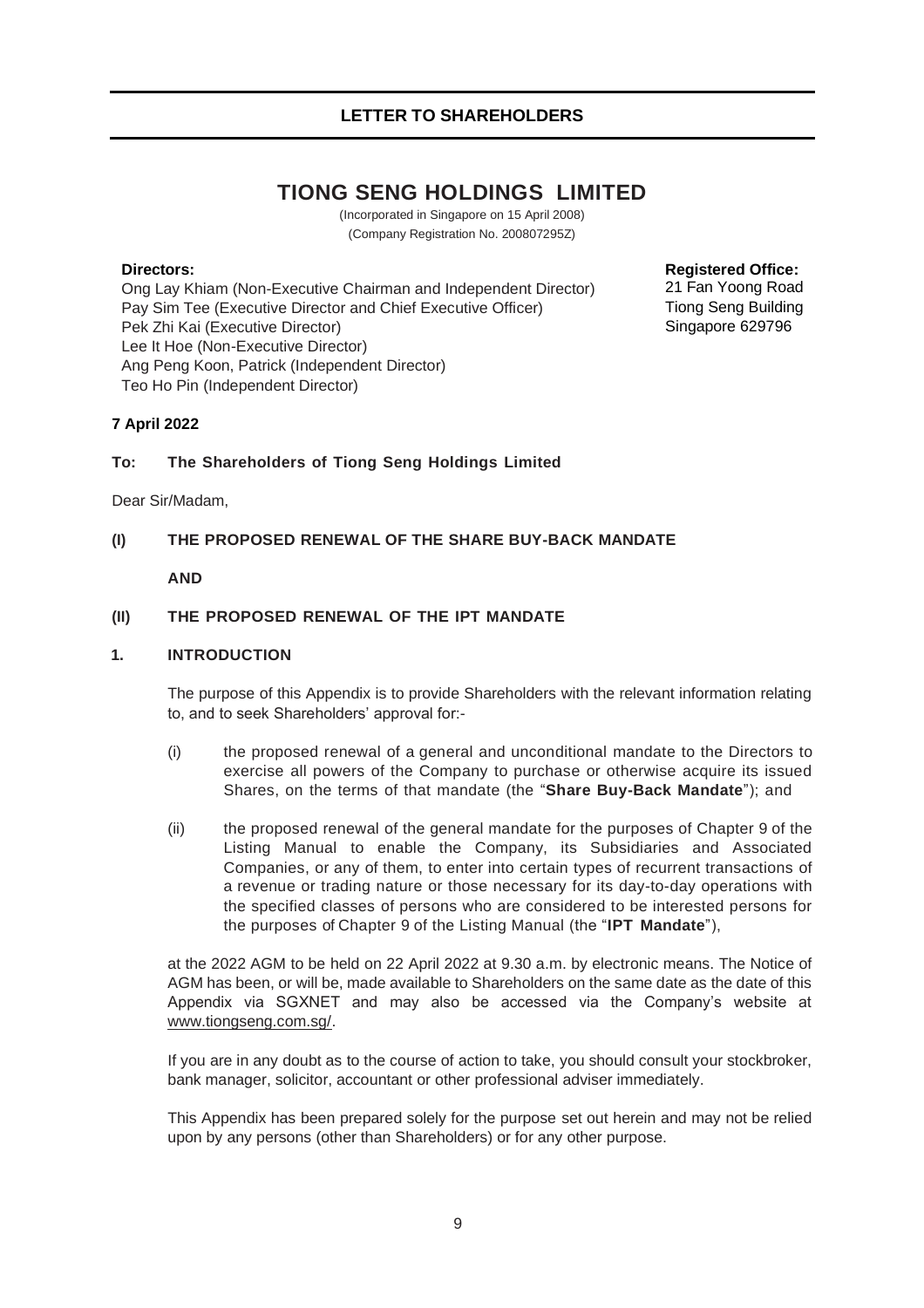## LETTER TO SHAREHOLDERS

# TIONG SENG HOLDINGS LIMITED

(Incorporated in Singapore on 15 April 2008)
(Company Registration No. 200807295Z)

**Directors:**
Ong Lay Khiam (Non-Executive Chairman and Independent Director)
Pay Sim Tee (Executive Director and Chief Executive Officer)
Pek Zhi Kai (Executive Director)
Lee It Hoe (Non-Executive Director)
Ang Peng Koon, Patrick (Independent Director)
Teo Ho Pin (Independent Director)

**Registered Office:**
21 Fan Yoong Road
Tiong Seng Building
Singapore 629796

**7 April 2022**

**To: The Shareholders of Tiong Seng Holdings Limited**

Dear Sir/Madam,

**(I) THE PROPOSED RENEWAL OF THE SHARE BUY-BACK MANDATE**

**AND**

**(II) THE PROPOSED RENEWAL OF THE IPT MANDATE**

**1. INTRODUCTION**

The purpose of this Appendix is to provide Shareholders with the relevant information relating to, and to seek Shareholders' approval for:-

(i) the proposed renewal of a general and unconditional mandate to the Directors to exercise all powers of the Company to purchase or otherwise acquire its issued Shares, on the terms of that mandate (the "**Share Buy-Back Mandate**"); and

(ii) the proposed renewal of the general mandate for the purposes of Chapter 9 of the Listing Manual to enable the Company, its Subsidiaries and Associated Companies, or any of them, to enter into certain types of recurrent transactions of a revenue or trading nature or those necessary for its day-to-day operations with the specified classes of persons who are considered to be interested persons for the purposes of Chapter 9 of the Listing Manual (the "**IPT Mandate**"),

at the 2022 AGM to be held on 22 April 2022 at 9.30 a.m. by electronic means. The Notice of AGM has been, or will be, made available to Shareholders on the same date as the date of this Appendix via SGXNET and may also be accessed via the Company's website at www.tiongseng.com.sg/.

If you are in any doubt as to the course of action to take, you should consult your stockbroker, bank manager, solicitor, accountant or other professional adviser immediately.

This Appendix has been prepared solely for the purpose set out herein and may not be relied upon by any persons (other than Shareholders) or for any other purpose.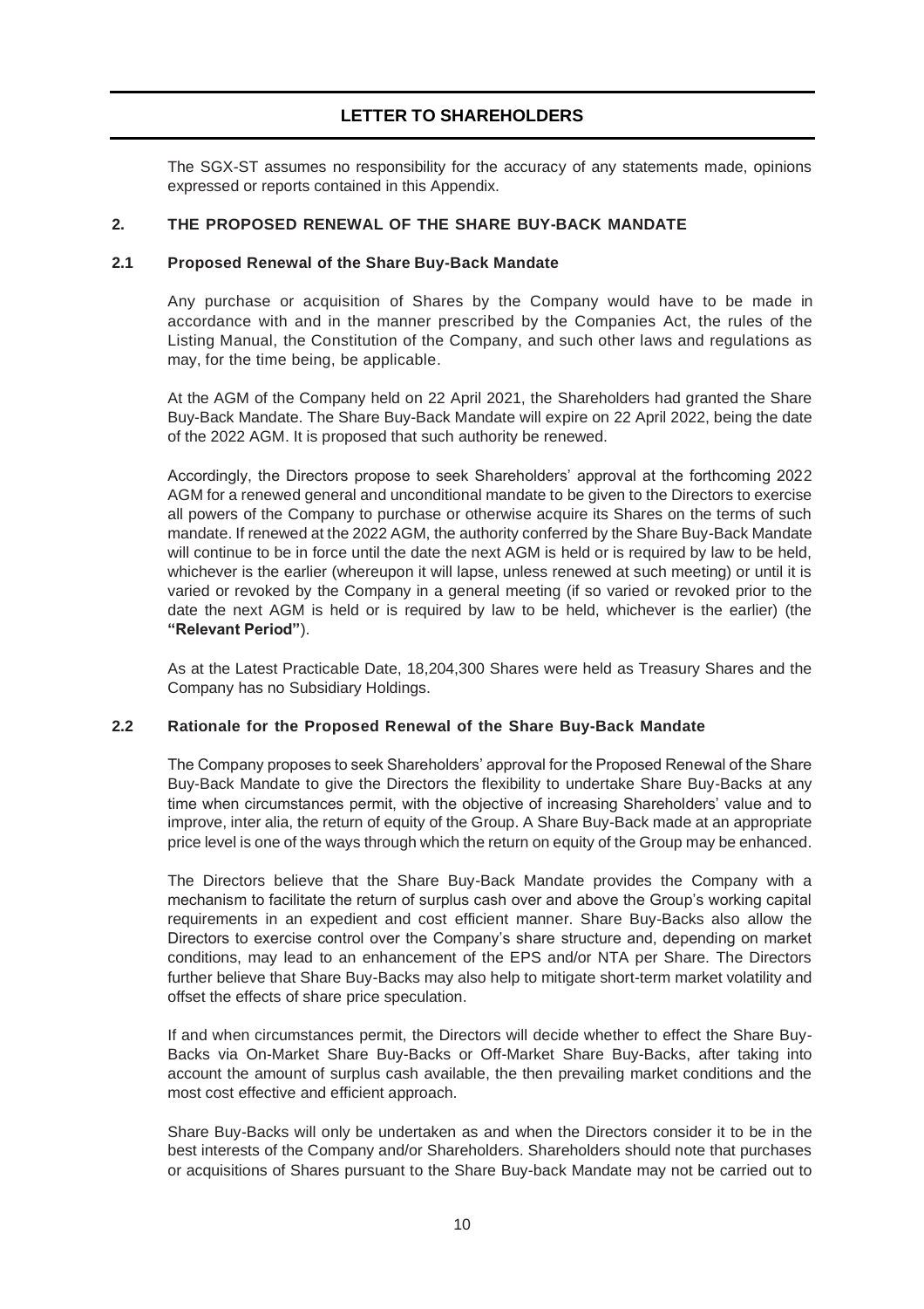## LETTER TO SHAREHOLDERS

The SGX-ST assumes no responsibility for the accuracy of any statements made, opinions expressed or reports contained in this Appendix.

### 2. THE PROPOSED RENEWAL OF THE SHARE BUY-BACK MANDATE

#### 2.1 Proposed Renewal of the Share Buy-Back Mandate

Any purchase or acquisition of Shares by the Company would have to be made in accordance with and in the manner prescribed by the Companies Act, the rules of the Listing Manual, the Constitution of the Company, and such other laws and regulations as may, for the time being, be applicable.

At the AGM of the Company held on 22 April 2021, the Shareholders had granted the Share Buy-Back Mandate. The Share Buy-Back Mandate will expire on 22 April 2022, being the date of the 2022 AGM. It is proposed that such authority be renewed.

Accordingly, the Directors propose to seek Shareholders' approval at the forthcoming 2022 AGM for a renewed general and unconditional mandate to be given to the Directors to exercise all powers of the Company to purchase or otherwise acquire its Shares on the terms of such mandate. If renewed at the 2022 AGM, the authority conferred by the Share Buy-Back Mandate will continue to be in force until the date the next AGM is held or is required by law to be held, whichever is the earlier (whereupon it will lapse, unless renewed at such meeting) or until it is varied or revoked by the Company in a general meeting (if so varied or revoked prior to the date the next AGM is held or is required by law to be held, whichever is the earlier) (the **"Relevant Period"**).

As at the Latest Practicable Date, 18,204,300 Shares were held as Treasury Shares and the Company has no Subsidiary Holdings.

#### 2.2 Rationale for the Proposed Renewal of the Share Buy-Back Mandate

The Company proposes to seek Shareholders' approval for the Proposed Renewal of the Share Buy-Back Mandate to give the Directors the flexibility to undertake Share Buy-Backs at any time when circumstances permit, with the objective of increasing Shareholders' value and to improve, inter alia, the return of equity of the Group. A Share Buy-Back made at an appropriate price level is one of the ways through which the return on equity of the Group may be enhanced.

The Directors believe that the Share Buy-Back Mandate provides the Company with a mechanism to facilitate the return of surplus cash over and above the Group's working capital requirements in an expedient and cost efficient manner. Share Buy-Backs also allow the Directors to exercise control over the Company's share structure and, depending on market conditions, may lead to an enhancement of the EPS and/or NTA per Share. The Directors further believe that Share Buy-Backs may also help to mitigate short-term market volatility and offset the effects of share price speculation.

If and when circumstances permit, the Directors will decide whether to effect the Share Buy-Backs via On-Market Share Buy-Backs or Off-Market Share Buy-Backs, after taking into account the amount of surplus cash available, the then prevailing market conditions and the most cost effective and efficient approach.

Share Buy-Backs will only be undertaken as and when the Directors consider it to be in the best interests of the Company and/or Shareholders. Shareholders should note that purchases or acquisitions of Shares pursuant to the Share Buy-back Mandate may not be carried out to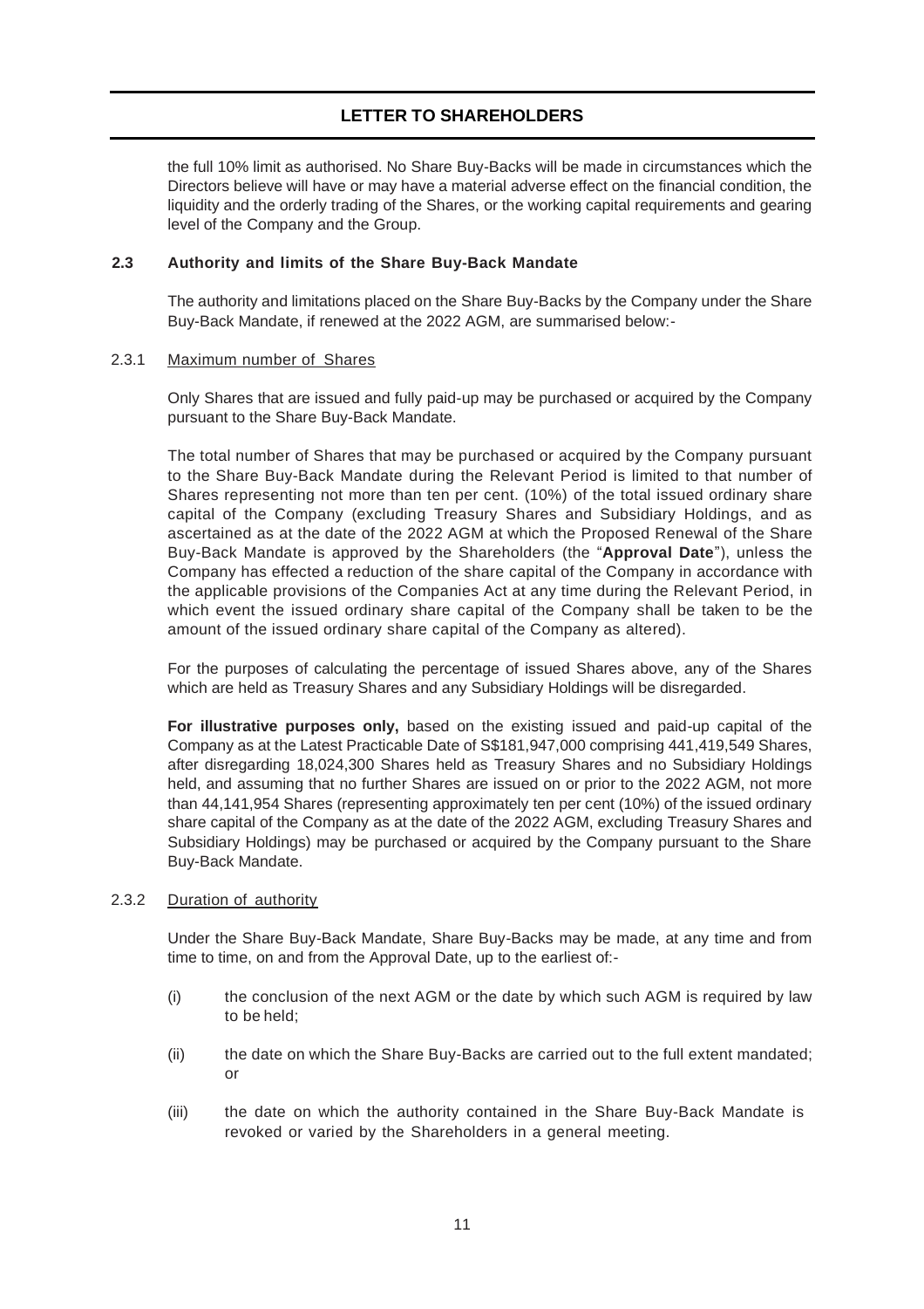the full 10% limit as authorised. No Share Buy-Backs will be made in circumstances which the Directors believe will have or may have a material adverse effect on the financial condition, the liquidity and the orderly trading of the Shares, or the working capital requirements and gearing level of the Company and the Group.

### 2.3 Authority and limits of the Share Buy-Back Mandate

The authority and limitations placed on the Share Buy-Backs by the Company under the Share Buy-Back Mandate, if renewed at the 2022 AGM, are summarised below:-

#### 2.3.1 Maximum number of Shares

Only Shares that are issued and fully paid-up may be purchased or acquired by the Company pursuant to the Share Buy-Back Mandate.

The total number of Shares that may be purchased or acquired by the Company pursuant to the Share Buy-Back Mandate during the Relevant Period is limited to that number of Shares representing not more than ten per cent. (10%) of the total issued ordinary share capital of the Company (excluding Treasury Shares and Subsidiary Holdings, and as ascertained as at the date of the 2022 AGM at which the Proposed Renewal of the Share Buy-Back Mandate is approved by the Shareholders (the "**Approval Date**"), unless the Company has effected a reduction of the share capital of the Company in accordance with the applicable provisions of the Companies Act at any time during the Relevant Period, in which event the issued ordinary share capital of the Company shall be taken to be the amount of the issued ordinary share capital of the Company as altered).

For the purposes of calculating the percentage of issued Shares above, any of the Shares which are held as Treasury Shares and any Subsidiary Holdings will be disregarded.

**For illustrative purposes only,** based on the existing issued and paid-up capital of the Company as at the Latest Practicable Date of S$181,947,000 comprising 441,419,549 Shares, after disregarding 18,024,300 Shares held as Treasury Shares and no Subsidiary Holdings held, and assuming that no further Shares are issued on or prior to the 2022 AGM, not more than 44,141,954 Shares (representing approximately ten per cent (10%) of the issued ordinary share capital of the Company as at the date of the 2022 AGM, excluding Treasury Shares and Subsidiary Holdings) may be purchased or acquired by the Company pursuant to the Share Buy-Back Mandate.

#### 2.3.2 Duration of authority

Under the Share Buy-Back Mandate, Share Buy-Backs may be made, at any time and from time to time, on and from the Approval Date, up to the earliest of:-

(i) the conclusion of the next AGM or the date by which such AGM is required by law to be held;

(ii) the date on which the Share Buy-Backs are carried out to the full extent mandated; or

(iii) the date on which the authority contained in the Share Buy-Back Mandate is revoked or varied by the Shareholders in a general meeting.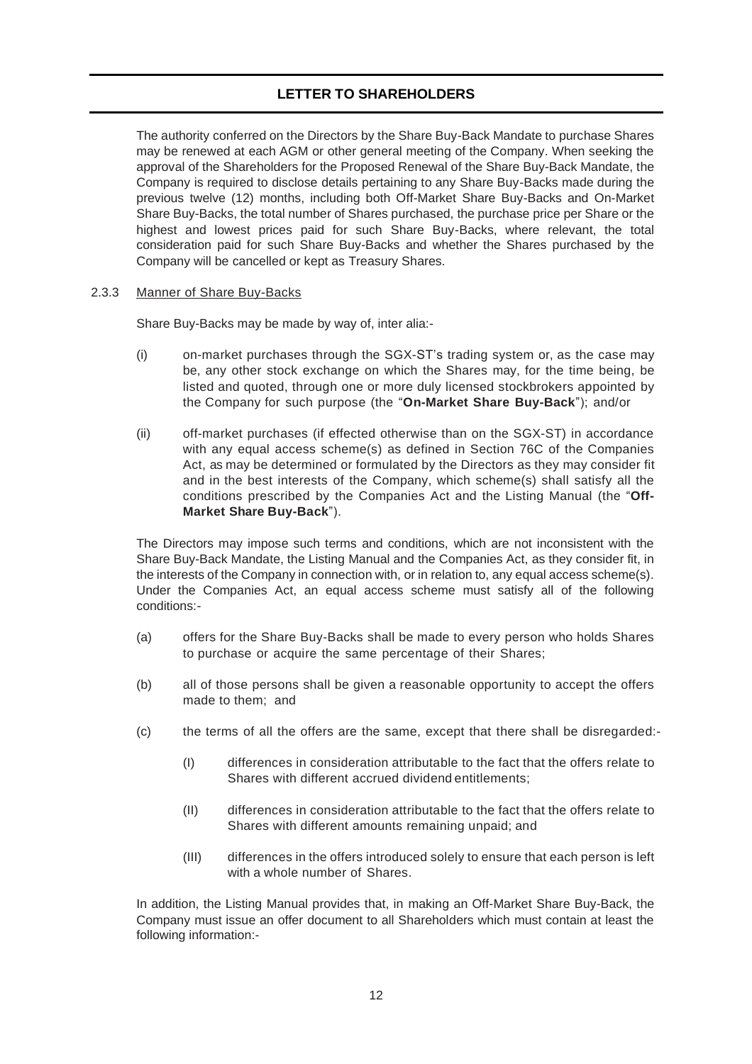The authority conferred on the Directors by the Share Buy-Back Mandate to purchase Shares may be renewed at each AGM or other general meeting of the Company. When seeking the approval of the Shareholders for the Proposed Renewal of the Share Buy-Back Mandate, the Company is required to disclose details pertaining to any Share Buy-Backs made during the previous twelve (12) months, including both Off-Market Share Buy-Backs and On-Market Share Buy-Backs, the total number of Shares purchased, the purchase price per Share or the highest and lowest prices paid for such Share Buy-Backs, where relevant, the total consideration paid for such Share Buy-Backs and whether the Shares purchased by the Company will be cancelled or kept as Treasury Shares.

### 2.3.3 Manner of Share Buy-Backs

Share Buy-Backs may be made by way of, inter alia:-

(i) on-market purchases through the SGX-ST's trading system or, as the case may be, any other stock exchange on which the Shares may, for the time being, be listed and quoted, through one or more duly licensed stockbrokers appointed by the Company for such purpose (the "**On-Market Share Buy-Back**"); and/or

(ii) off-market purchases (if effected otherwise than on the SGX-ST) in accordance with any equal access scheme(s) as defined in Section 76C of the Companies Act, as may be determined or formulated by the Directors as they may consider fit and in the best interests of the Company, which scheme(s) shall satisfy all the conditions prescribed by the Companies Act and the Listing Manual (the "**Off-Market Share Buy-Back**").

The Directors may impose such terms and conditions, which are not inconsistent with the Share Buy-Back Mandate, the Listing Manual and the Companies Act, as they consider fit, in the interests of the Company in connection with, or in relation to, any equal access scheme(s). Under the Companies Act, an equal access scheme must satisfy all of the following conditions:-

(a) offers for the Share Buy-Backs shall be made to every person who holds Shares to purchase or acquire the same percentage of their Shares;

(b) all of those persons shall be given a reasonable opportunity to accept the offers made to them; and

(c) the terms of all the offers are the same, except that there shall be disregarded:-

    (I) differences in consideration attributable to the fact that the offers relate to Shares with different accrued dividend entitlements;

    (II) differences in consideration attributable to the fact that the offers relate to Shares with different amounts remaining unpaid; and

    (III) differences in the offers introduced solely to ensure that each person is left with a whole number of Shares.

In addition, the Listing Manual provides that, in making an Off-Market Share Buy-Back, the Company must issue an offer document to all Shareholders which must contain at least the following information:-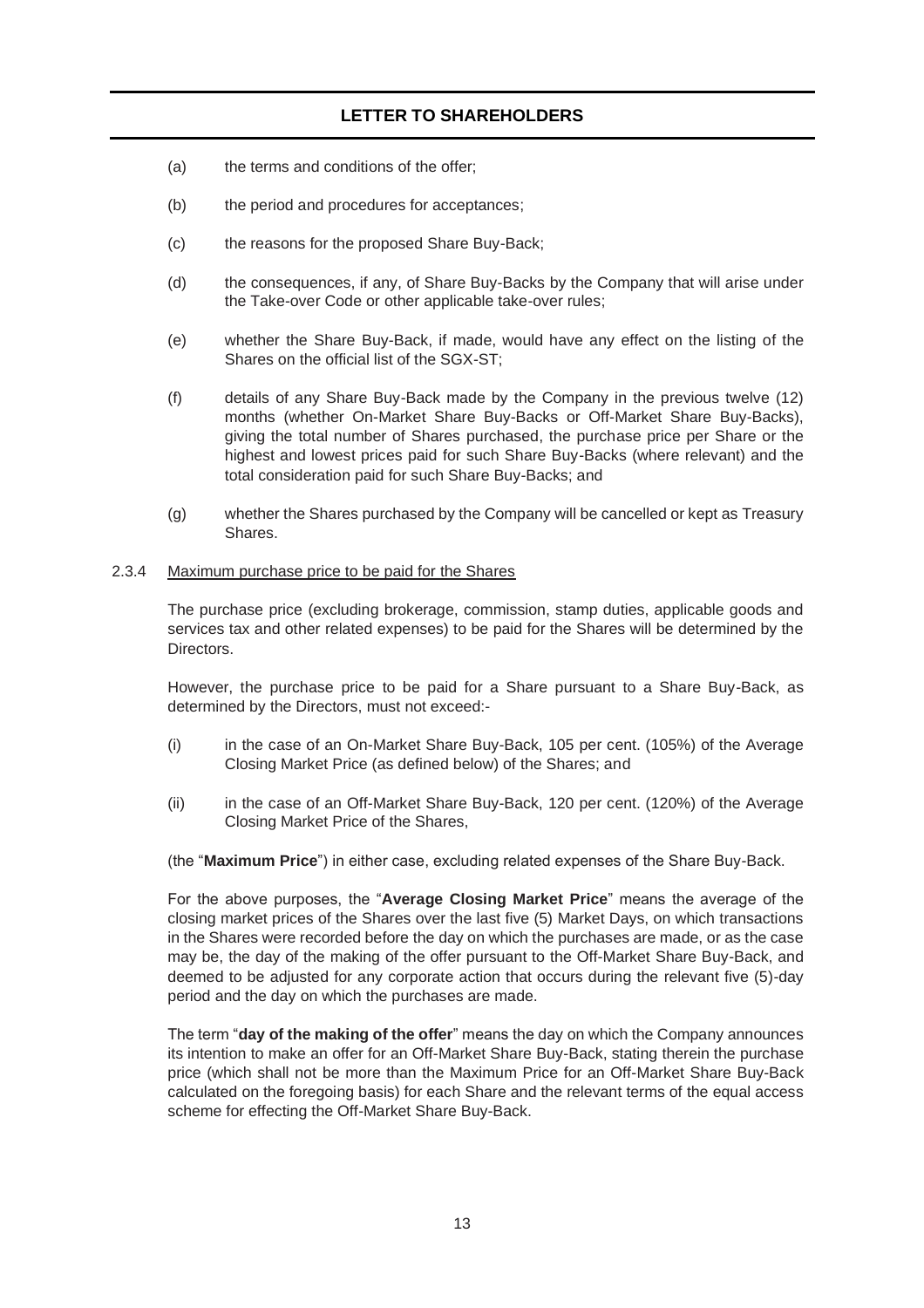(a) the terms and conditions of the offer;

(b) the period and procedures for acceptances;

(c) the reasons for the proposed Share Buy-Back;

(d) the consequences, if any, of Share Buy-Backs by the Company that will arise under the Take-over Code or other applicable take-over rules;

(e) whether the Share Buy-Back, if made, would have any effect on the listing of the Shares on the official list of the SGX-ST;

(f) details of any Share Buy-Back made by the Company in the previous twelve (12) months (whether On-Market Share Buy-Backs or Off-Market Share Buy-Backs), giving the total number of Shares purchased, the purchase price per Share or the highest and lowest prices paid for such Share Buy-Backs (where relevant) and the total consideration paid for such Share Buy-Backs; and

(g) whether the Shares purchased by the Company will be cancelled or kept as Treasury Shares.

2.3.4 Maximum purchase price to be paid for the Shares

The purchase price (excluding brokerage, commission, stamp duties, applicable goods and services tax and other related expenses) to be paid for the Shares will be determined by the Directors.

However, the purchase price to be paid for a Share pursuant to a Share Buy-Back, as determined by the Directors, must not exceed:-

(i) in the case of an On-Market Share Buy-Back, 105 per cent. (105%) of the Average Closing Market Price (as defined below) of the Shares; and

(ii) in the case of an Off-Market Share Buy-Back, 120 per cent. (120%) of the Average Closing Market Price of the Shares,

(the "**Maximum Price**") in either case, excluding related expenses of the Share Buy-Back.

For the above purposes, the "**Average Closing Market Price**" means the average of the closing market prices of the Shares over the last five (5) Market Days, on which transactions in the Shares were recorded before the day on which the purchases are made, or as the case may be, the day of the making of the offer pursuant to the Off-Market Share Buy-Back, and deemed to be adjusted for any corporate action that occurs during the relevant five (5)-day period and the day on which the purchases are made.

The term "**day of the making of the offer**" means the day on which the Company announces its intention to make an offer for an Off-Market Share Buy-Back, stating therein the purchase price (which shall not be more than the Maximum Price for an Off-Market Share Buy-Back calculated on the foregoing basis) for each Share and the relevant terms of the equal access scheme for effecting the Off-Market Share Buy-Back.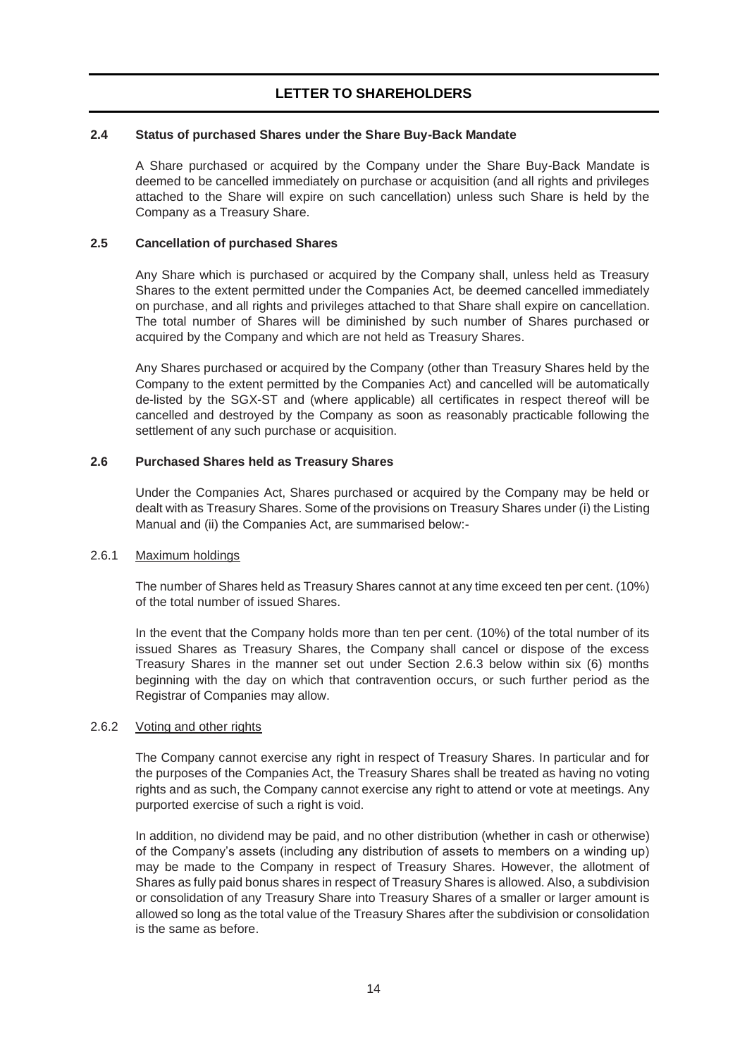## LETTER TO SHAREHOLDERS

### 2.4 Status of purchased Shares under the Share Buy-Back Mandate

A Share purchased or acquired by the Company under the Share Buy-Back Mandate is deemed to be cancelled immediately on purchase or acquisition (and all rights and privileges attached to the Share will expire on such cancellation) unless such Share is held by the Company as a Treasury Share.

### 2.5 Cancellation of purchased Shares

Any Share which is purchased or acquired by the Company shall, unless held as Treasury Shares to the extent permitted under the Companies Act, be deemed cancelled immediately on purchase, and all rights and privileges attached to that Share shall expire on cancellation. The total number of Shares will be diminished by such number of Shares purchased or acquired by the Company and which are not held as Treasury Shares.

Any Shares purchased or acquired by the Company (other than Treasury Shares held by the Company to the extent permitted by the Companies Act) and cancelled will be automatically de-listed by the SGX-ST and (where applicable) all certificates in respect thereof will be cancelled and destroyed by the Company as soon as reasonably practicable following the settlement of any such purchase or acquisition.

### 2.6 Purchased Shares held as Treasury Shares

Under the Companies Act, Shares purchased or acquired by the Company may be held or dealt with as Treasury Shares. Some of the provisions on Treasury Shares under (i) the Listing Manual and (ii) the Companies Act, are summarised below:-

#### 2.6.1 Maximum holdings

The number of Shares held as Treasury Shares cannot at any time exceed ten per cent. (10%) of the total number of issued Shares.

In the event that the Company holds more than ten per cent. (10%) of the total number of its issued Shares as Treasury Shares, the Company shall cancel or dispose of the excess Treasury Shares in the manner set out under Section 2.6.3 below within six (6) months beginning with the day on which that contravention occurs, or such further period as the Registrar of Companies may allow.

#### 2.6.2 Voting and other rights

The Company cannot exercise any right in respect of Treasury Shares. In particular and for the purposes of the Companies Act, the Treasury Shares shall be treated as having no voting rights and as such, the Company cannot exercise any right to attend or vote at meetings. Any purported exercise of such a right is void.

In addition, no dividend may be paid, and no other distribution (whether in cash or otherwise) of the Company's assets (including any distribution of assets to members on a winding up) may be made to the Company in respect of Treasury Shares. However, the allotment of Shares as fully paid bonus shares in respect of Treasury Shares is allowed. Also, a subdivision or consolidation of any Treasury Share into Treasury Shares of a smaller or larger amount is allowed so long as the total value of the Treasury Shares after the subdivision or consolidation is the same as before.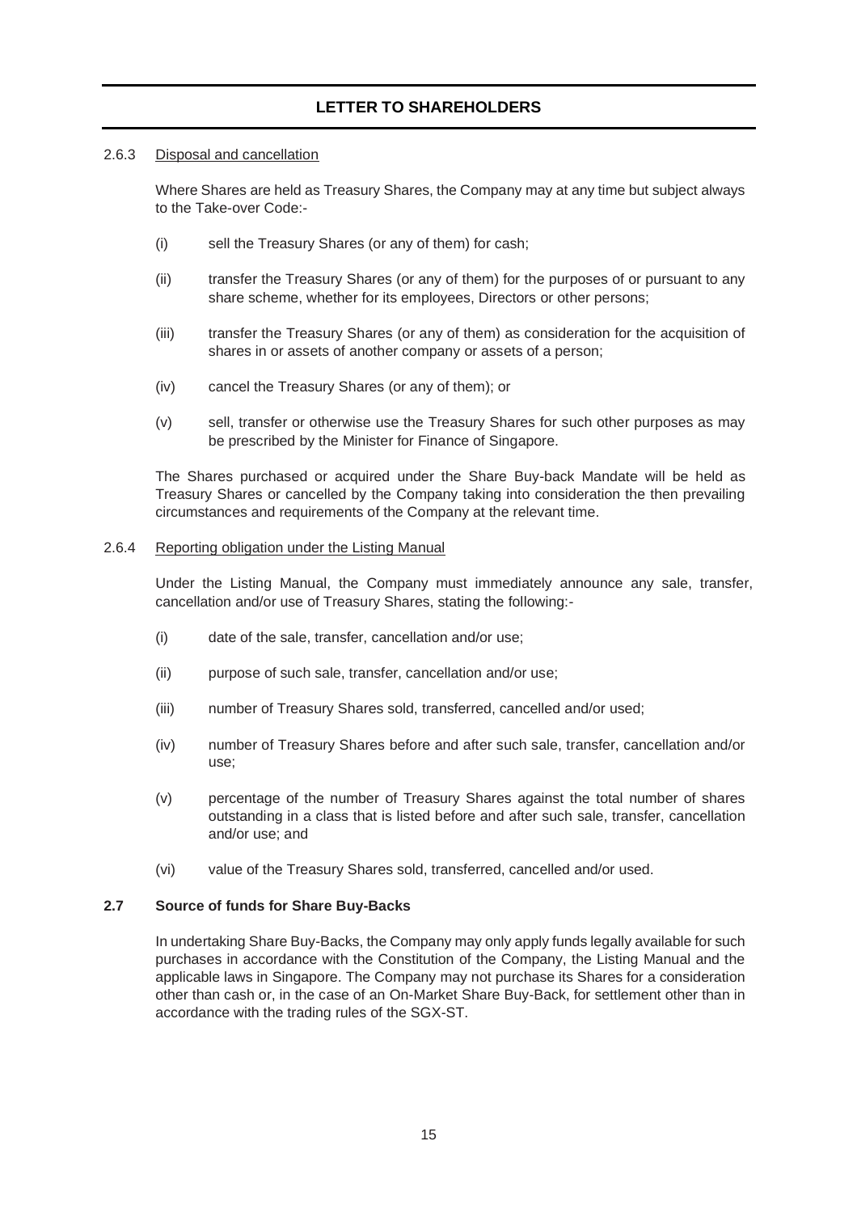#### 2.6.3 Disposal and cancellation

Where Shares are held as Treasury Shares, the Company may at any time but subject always to the Take-over Code:-

(i) sell the Treasury Shares (or any of them) for cash;

(ii) transfer the Treasury Shares (or any of them) for the purposes of or pursuant to any share scheme, whether for its employees, Directors or other persons;

(iii) transfer the Treasury Shares (or any of them) as consideration for the acquisition of shares in or assets of another company or assets of a person;

(iv) cancel the Treasury Shares (or any of them); or

(v) sell, transfer or otherwise use the Treasury Shares for such other purposes as may be prescribed by the Minister for Finance of Singapore.

The Shares purchased or acquired under the Share Buy-back Mandate will be held as Treasury Shares or cancelled by the Company taking into consideration the then prevailing circumstances and requirements of the Company at the relevant time.

#### 2.6.4 Reporting obligation under the Listing Manual

Under the Listing Manual, the Company must immediately announce any sale, transfer, cancellation and/or use of Treasury Shares, stating the following:-

(i) date of the sale, transfer, cancellation and/or use;

(ii) purpose of such sale, transfer, cancellation and/or use;

(iii) number of Treasury Shares sold, transferred, cancelled and/or used;

(iv) number of Treasury Shares before and after such sale, transfer, cancellation and/or use;

(v) percentage of the number of Treasury Shares against the total number of shares outstanding in a class that is listed before and after such sale, transfer, cancellation and/or use; and

(vi) value of the Treasury Shares sold, transferred, cancelled and/or used.

### 2.7 Source of funds for Share Buy-Backs

In undertaking Share Buy-Backs, the Company may only apply funds legally available for such purchases in accordance with the Constitution of the Company, the Listing Manual and the applicable laws in Singapore. The Company may not purchase its Shares for a consideration other than cash or, in the case of an On-Market Share Buy-Back, for settlement other than in accordance with the trading rules of the SGX-ST.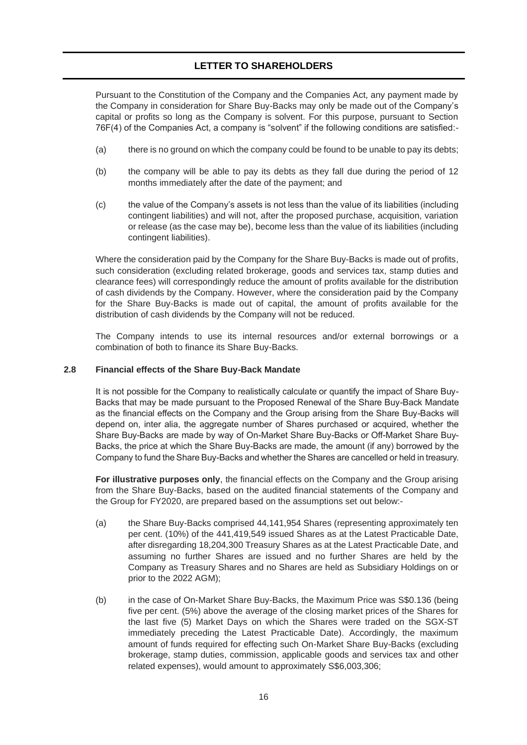Pursuant to the Constitution of the Company and the Companies Act, any payment made by the Company in consideration for Share Buy-Backs may only be made out of the Company's capital or profits so long as the Company is solvent. For this purpose, pursuant to Section 76F(4) of the Companies Act, a company is "solvent" if the following conditions are satisfied:-

(a) there is no ground on which the company could be found to be unable to pay its debts;

(b) the company will be able to pay its debts as they fall due during the period of 12 months immediately after the date of the payment; and

(c) the value of the Company's assets is not less than the value of its liabilities (including contingent liabilities) and will not, after the proposed purchase, acquisition, variation or release (as the case may be), become less than the value of its liabilities (including contingent liabilities).

Where the consideration paid by the Company for the Share Buy-Backs is made out of profits, such consideration (excluding related brokerage, goods and services tax, stamp duties and clearance fees) will correspondingly reduce the amount of profits available for the distribution of cash dividends by the Company. However, where the consideration paid by the Company for the Share Buy-Backs is made out of capital, the amount of profits available for the distribution of cash dividends by the Company will not be reduced.

The Company intends to use its internal resources and/or external borrowings or a combination of both to finance its Share Buy-Backs.

### 2.8 Financial effects of the Share Buy-Back Mandate

It is not possible for the Company to realistically calculate or quantify the impact of Share Buy-Backs that may be made pursuant to the Proposed Renewal of the Share Buy-Back Mandate as the financial effects on the Company and the Group arising from the Share Buy-Backs will depend on, inter alia, the aggregate number of Shares purchased or acquired, whether the Share Buy-Backs are made by way of On-Market Share Buy-Backs or Off-Market Share Buy-Backs, the price at which the Share Buy-Backs are made, the amount (if any) borrowed by the Company to fund the Share Buy-Backs and whether the Shares are cancelled or held in treasury.

**For illustrative purposes only**, the financial effects on the Company and the Group arising from the Share Buy-Backs, based on the audited financial statements of the Company and the Group for FY2020, are prepared based on the assumptions set out below:-

(a) the Share Buy-Backs comprised 44,141,954 Shares (representing approximately ten per cent. (10%) of the 441,419,549 issued Shares as at the Latest Practicable Date, after disregarding 18,204,300 Treasury Shares as at the Latest Practicable Date, and assuming no further Shares are issued and no further Shares are held by the Company as Treasury Shares and no Shares are held as Subsidiary Holdings on or prior to the 2022 AGM);

(b) in the case of On-Market Share Buy-Backs, the Maximum Price was S$0.136 (being five per cent. (5%) above the average of the closing market prices of the Shares for the last five (5) Market Days on which the Shares were traded on the SGX-ST immediately preceding the Latest Practicable Date). Accordingly, the maximum amount of funds required for effecting such On-Market Share Buy-Backs (excluding brokerage, stamp duties, commission, applicable goods and services tax and other related expenses), would amount to approximately S$6,003,306;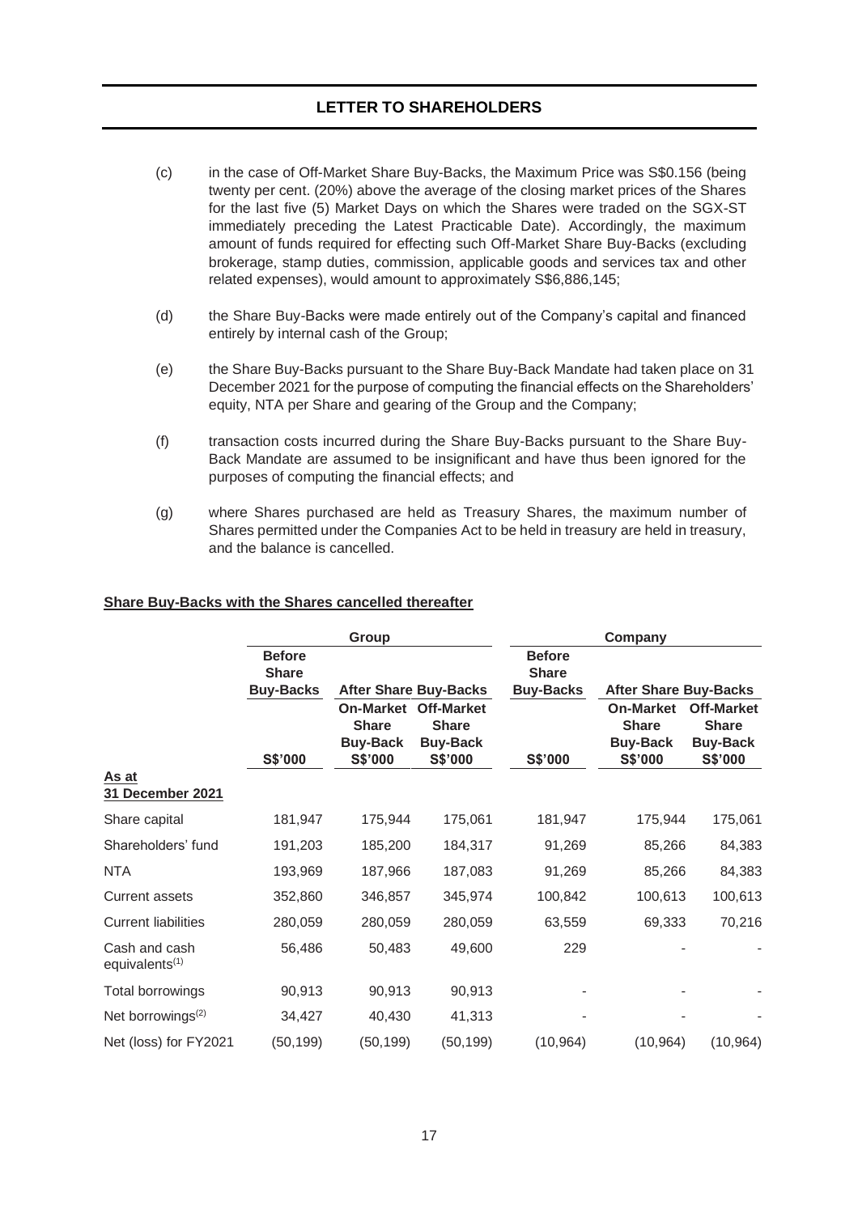(c) in the case of Off-Market Share Buy-Backs, the Maximum Price was S$0.156 (being twenty per cent. (20%) above the average of the closing market prices of the Shares for the last five (5) Market Days on which the Shares were traded on the SGX-ST immediately preceding the Latest Practicable Date). Accordingly, the maximum amount of funds required for effecting such Off-Market Share Buy-Backs (excluding brokerage, stamp duties, commission, applicable goods and services tax and other related expenses), would amount to approximately S$6,886,145;

(d) the Share Buy-Backs were made entirely out of the Company's capital and financed entirely by internal cash of the Group;

(e) the Share Buy-Backs pursuant to the Share Buy-Back Mandate had taken place on 31 December 2021 for the purpose of computing the financial effects on the Shareholders' equity, NTA per Share and gearing of the Group and the Company;

(f) transaction costs incurred during the Share Buy-Backs pursuant to the Share Buy-Back Mandate are assumed to be insignificant and have thus been ignored for the purposes of computing the financial effects; and

(g) where Shares purchased are held as Treasury Shares, the maximum number of Shares permitted under the Companies Act to be held in treasury are held in treasury, and the balance is cancelled.

**Share Buy-Backs with the Shares cancelled thereafter**

| | **Group** | | | **Company** | | |
|---|---|---|---|---|---|---|
| | **Before Share Buy-Backs** | **After Share Buy-Backs** | | **Before Share Buy-Backs** | **After Share Buy-Backs** | |
| | | **On-Market Share Buy-Back** | **Off-Market Share Buy-Back** | | **On-Market Share Buy-Back** | **Off-Market Share Buy-Back** |
| | **S$'000** | **S$'000** | **S$'000** | **S$'000** | **S$'000** | **S$'000** |
| **As at 31 December 2021** | | | | | | |
| Share capital | 181,947 | 175,944 | 175,061 | 181,947 | 175,944 | 175,061 |
| Shareholders' fund | 191,203 | 185,200 | 184,317 | 91,269 | 85,266 | 84,383 |
| NTA | 193,969 | 187,966 | 187,083 | 91,269 | 85,266 | 84,383 |
| Current assets | 352,860 | 346,857 | 345,974 | 100,842 | 100,613 | 100,613 |
| Current liabilities | 280,059 | 280,059 | 280,059 | 63,559 | 69,333 | 70,216 |
| Cash and cash equivalents[(1)] | 56,486 | 50,483 | 49,600 | 229 | - | - |
| Total borrowings | 90,913 | 90,913 | 90,913 | - | - | - |
| Net borrowings[(2)] | 34,427 | 40,430 | 41,313 | - | - | - |
| Net (loss) for FY2021 | (50,199) | (50,199) | (50,199) | (10,964) | (10,964) | (10,964) |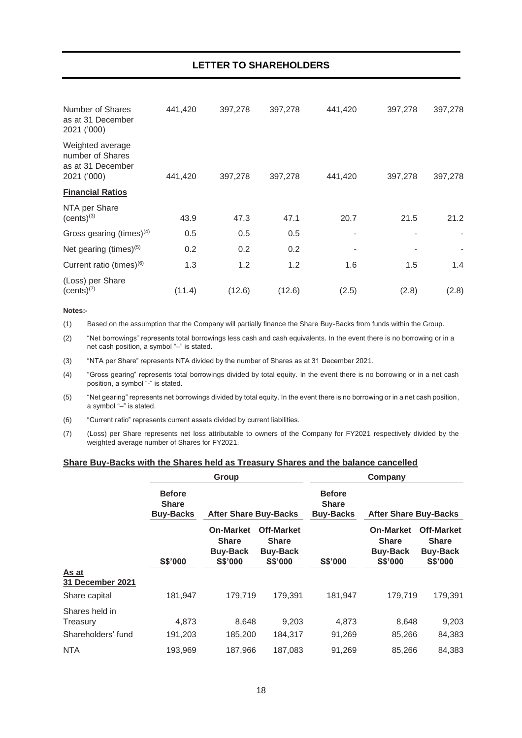| | | | | | | |
|---|---|---|---|---|---|---|
| Number of Shares as at 31 December 2021 ('000) | 441,420 | 397,278 | 397,278 | 441,420 | 397,278 | 397,278 |
| Weighted average number of Shares as at 31 December 2021 ('000) | 441,420 | 397,278 | 397,278 | 441,420 | 397,278 | 397,278 |
| **Financial Ratios** | | | | | | |
| NTA per Share (cents)[3] | 43.9 | 47.3 | 47.1 | 20.7 | 21.5 | 21.2 |
| Gross gearing (times)[4] | 0.5 | 0.5 | 0.5 | - | - | - |
| Net gearing (times)[5] | 0.2 | 0.2 | 0.2 | - | - | - |
| Current ratio (times)[6] | 1.3 | 1.2 | 1.2 | 1.6 | 1.5 | 1.4 |
| (Loss) per Share (cents)[7] | (11.4) | (12.6) | (12.6) | (2.5) | (2.8) | (2.8) |

**Notes:-**

(1) Based on the assumption that the Company will partially finance the Share Buy-Backs from funds within the Group.

(2) "Net borrowings" represents total borrowings less cash and cash equivalents. In the event there is no borrowing or in a net cash position, a symbol "–" is stated.

(3) "NTA per Share" represents NTA divided by the number of Shares as at 31 December 2021.

(4) "Gross gearing" represents total borrowings divided by total equity. In the event there is no borrowing or in a net cash position, a symbol "-" is stated.

(5) "Net gearing" represents net borrowings divided by total equity. In the event there is no borrowing or in a net cash position, a symbol "–" is stated.

(6) "Current ratio" represents current assets divided by current liabilities.

(7) (Loss) per Share represents net loss attributable to owners of the Company for FY2021 respectively divided by the weighted average number of Shares for FY2021.

**Share Buy-Backs with the Shares held as Treasury Shares and the balance cancelled**

| | Group | | | Company | | |
|---|---|---|---|---|---|---|
| | **Before Share Buy-Backs** | **After Share Buy-Backs** | | **Before Share Buy-Backs** | **After Share Buy-Backs** | |
| | | **On-Market Share Buy-Back** | **Off-Market Share Buy-Back** | | **On-Market Share Buy-Back** | **Off-Market Share Buy-Back** |
| | **S$'000** | **S$'000** | **S$'000** | **S$'000** | **S$'000** | **S$'000** |
| **As at 31 December 2021** | | | | | | |
| Share capital | 181,947 | 179,719 | 179,391 | 181,947 | 179,719 | 179,391 |
| Shares held in Treasury | 4,873 | 8,648 | 9,203 | 4,873 | 8,648 | 9,203 |
| Shareholders' fund | 191,203 | 185,200 | 184,317 | 91,269 | 85,266 | 84,383 |
| NTA | 193,969 | 187,966 | 187,083 | 91,269 | 85,266 | 84,383 |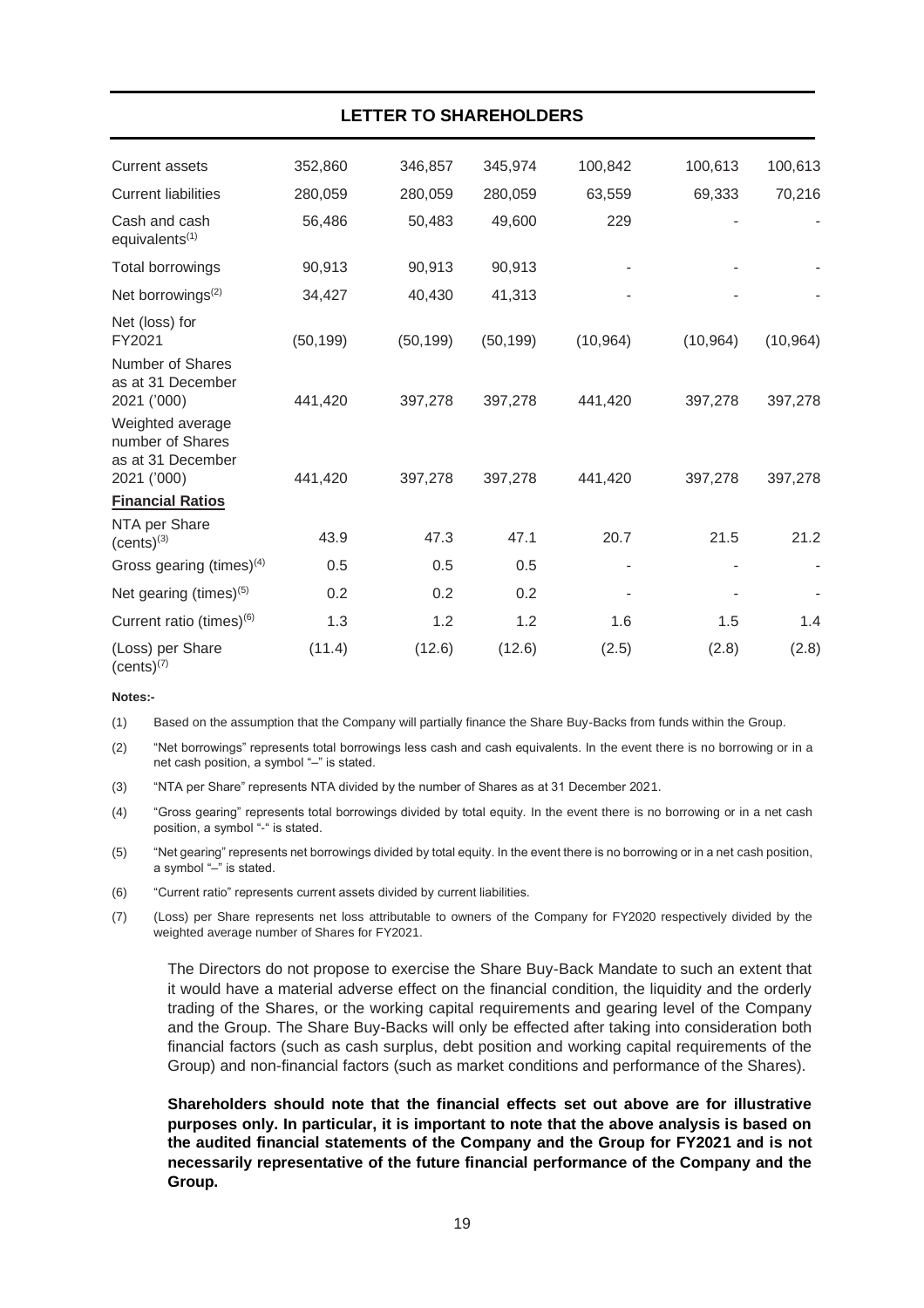| | | | | | | |
|---|---|---|---|---|---|---|
| Current assets | 352,860 | 346,857 | 345,974 | 100,842 | 100,613 | 100,613 |
| Current liabilities | 280,059 | 280,059 | 280,059 | 63,559 | 69,333 | 70,216 |
| Cash and cash equivalents[(1)] | 56,486 | 50,483 | 49,600 | 229 | - | - |
| Total borrowings | 90,913 | 90,913 | 90,913 | - | - | - |
| Net borrowings[(2)] | 34,427 | 40,430 | 41,313 | - | - | - |
| Net (loss) for FY2021 | (50,199) | (50,199) | (50,199) | (10,964) | (10,964) | (10,964) |
| Number of Shares as at 31 December 2021 ('000) | 441,420 | 397,278 | 397,278 | 441,420 | 397,278 | 397,278 |
| Weighted average number of Shares as at 31 December 2021 ('000) | 441,420 | 397,278 | 397,278 | 441,420 | 397,278 | 397,278 |
| **Financial Ratios** | | | | | | |
| NTA per Share (cents)[(3)] | 43.9 | 47.3 | 47.1 | 20.7 | 21.5 | 21.2 |
| Gross gearing (times)[(4)] | 0.5 | 0.5 | 0.5 | - | - | - |
| Net gearing (times)[(5)] | 0.2 | 0.2 | 0.2 | - | - | - |
| Current ratio (times)[(6)] | 1.3 | 1.2 | 1.2 | 1.6 | 1.5 | 1.4 |
| (Loss) per Share (cents)[(7)] | (11.4) | (12.6) | (12.6) | (2.5) | (2.8) | (2.8) |

**Notes:-**

(1) Based on the assumption that the Company will partially finance the Share Buy-Backs from funds within the Group.

(2) "Net borrowings" represents total borrowings less cash and cash equivalents. In the event there is no borrowing or in a net cash position, a symbol "–" is stated.

(3) "NTA per Share" represents NTA divided by the number of Shares as at 31 December 2021.

(4) "Gross gearing" represents total borrowings divided by total equity. In the event there is no borrowing or in a net cash position, a symbol "-" is stated.

(5) "Net gearing" represents net borrowings divided by total equity. In the event there is no borrowing or in a net cash position, a symbol "–" is stated.

(6) "Current ratio" represents current assets divided by current liabilities.

(7) (Loss) per Share represents net loss attributable to owners of the Company for FY2020 respectively divided by the weighted average number of Shares for FY2021.

The Directors do not propose to exercise the Share Buy-Back Mandate to such an extent that it would have a material adverse effect on the financial condition, the liquidity and the orderly trading of the Shares, or the working capital requirements and gearing level of the Company and the Group. The Share Buy-Backs will only be effected after taking into consideration both financial factors (such as cash surplus, debt position and working capital requirements of the Group) and non-financial factors (such as market conditions and performance of the Shares).

**Shareholders should note that the financial effects set out above are for illustrative purposes only. In particular, it is important to note that the above analysis is based on the audited financial statements of the Company and the Group for FY2021 and is not necessarily representative of the future financial performance of the Company and the Group.**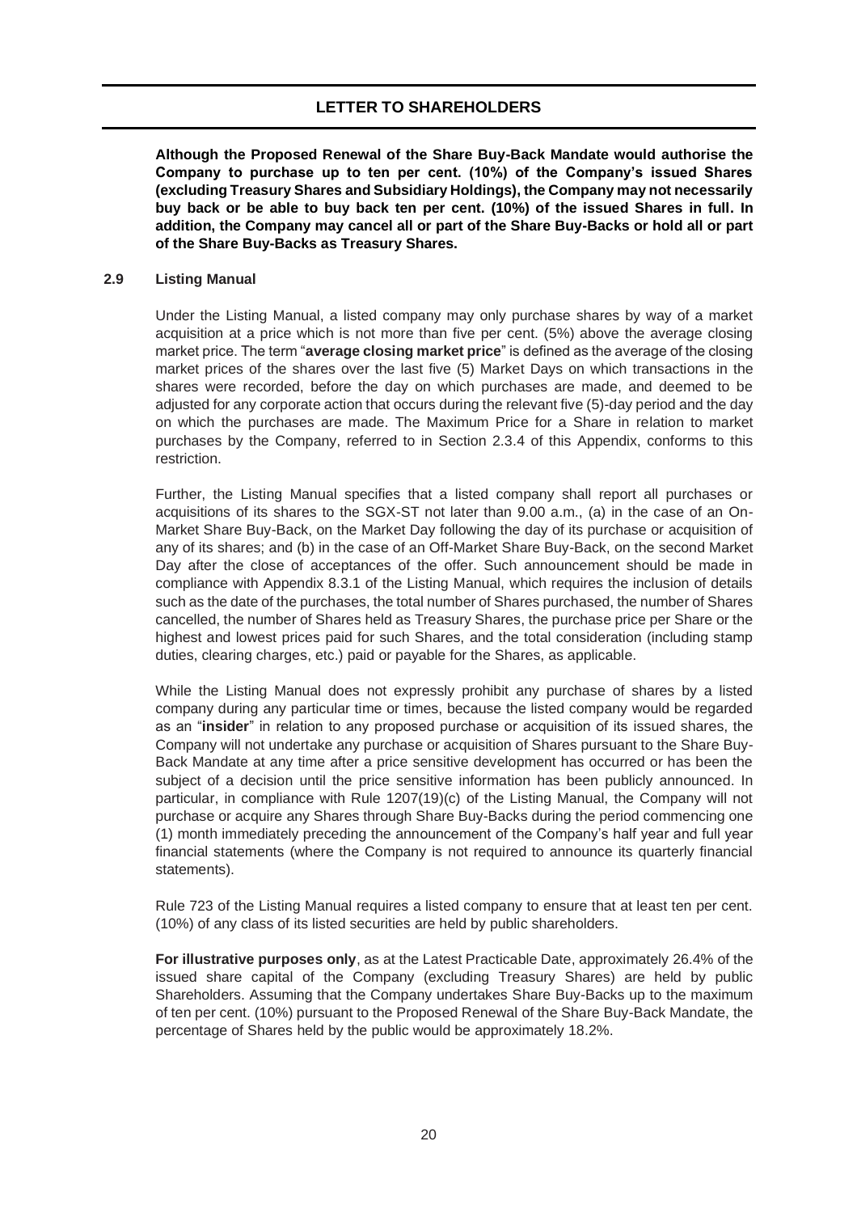**Although the Proposed Renewal of the Share Buy-Back Mandate would authorise the Company to purchase up to ten per cent. (10%) of the Company's issued Shares (excluding Treasury Shares and Subsidiary Holdings), the Company may not necessarily buy back or be able to buy back ten per cent. (10%) of the issued Shares in full. In addition, the Company may cancel all or part of the Share Buy-Backs or hold all or part of the Share Buy-Backs as Treasury Shares.**

### 2.9 Listing Manual

Under the Listing Manual, a listed company may only purchase shares by way of a market acquisition at a price which is not more than five per cent. (5%) above the average closing market price. The term "**average closing market price**" is defined as the average of the closing market prices of the shares over the last five (5) Market Days on which transactions in the shares were recorded, before the day on which purchases are made, and deemed to be adjusted for any corporate action that occurs during the relevant five (5)-day period and the day on which the purchases are made. The Maximum Price for a Share in relation to market purchases by the Company, referred to in Section 2.3.4 of this Appendix, conforms to this restriction.

Further, the Listing Manual specifies that a listed company shall report all purchases or acquisitions of its shares to the SGX-ST not later than 9.00 a.m., (a) in the case of an On-Market Share Buy-Back, on the Market Day following the day of its purchase or acquisition of any of its shares; and (b) in the case of an Off-Market Share Buy-Back, on the second Market Day after the close of acceptances of the offer. Such announcement should be made in compliance with Appendix 8.3.1 of the Listing Manual, which requires the inclusion of details such as the date of the purchases, the total number of Shares purchased, the number of Shares cancelled, the number of Shares held as Treasury Shares, the purchase price per Share or the highest and lowest prices paid for such Shares, and the total consideration (including stamp duties, clearing charges, etc.) paid or payable for the Shares, as applicable.

While the Listing Manual does not expressly prohibit any purchase of shares by a listed company during any particular time or times, because the listed company would be regarded as an "**insider**" in relation to any proposed purchase or acquisition of its issued shares, the Company will not undertake any purchase or acquisition of Shares pursuant to the Share Buy-Back Mandate at any time after a price sensitive development has occurred or has been the subject of a decision until the price sensitive information has been publicly announced. In particular, in compliance with Rule 1207(19)(c) of the Listing Manual, the Company will not purchase or acquire any Shares through Share Buy-Backs during the period commencing one (1) month immediately preceding the announcement of the Company's half year and full year financial statements (where the Company is not required to announce its quarterly financial statements).

Rule 723 of the Listing Manual requires a listed company to ensure that at least ten per cent. (10%) of any class of its listed securities are held by public shareholders.

**For illustrative purposes only**, as at the Latest Practicable Date, approximately 26.4% of the issued share capital of the Company (excluding Treasury Shares) are held by public Shareholders. Assuming that the Company undertakes Share Buy-Backs up to the maximum of ten per cent. (10%) pursuant to the Proposed Renewal of the Share Buy-Back Mandate, the percentage of Shares held by the public would be approximately 18.2%.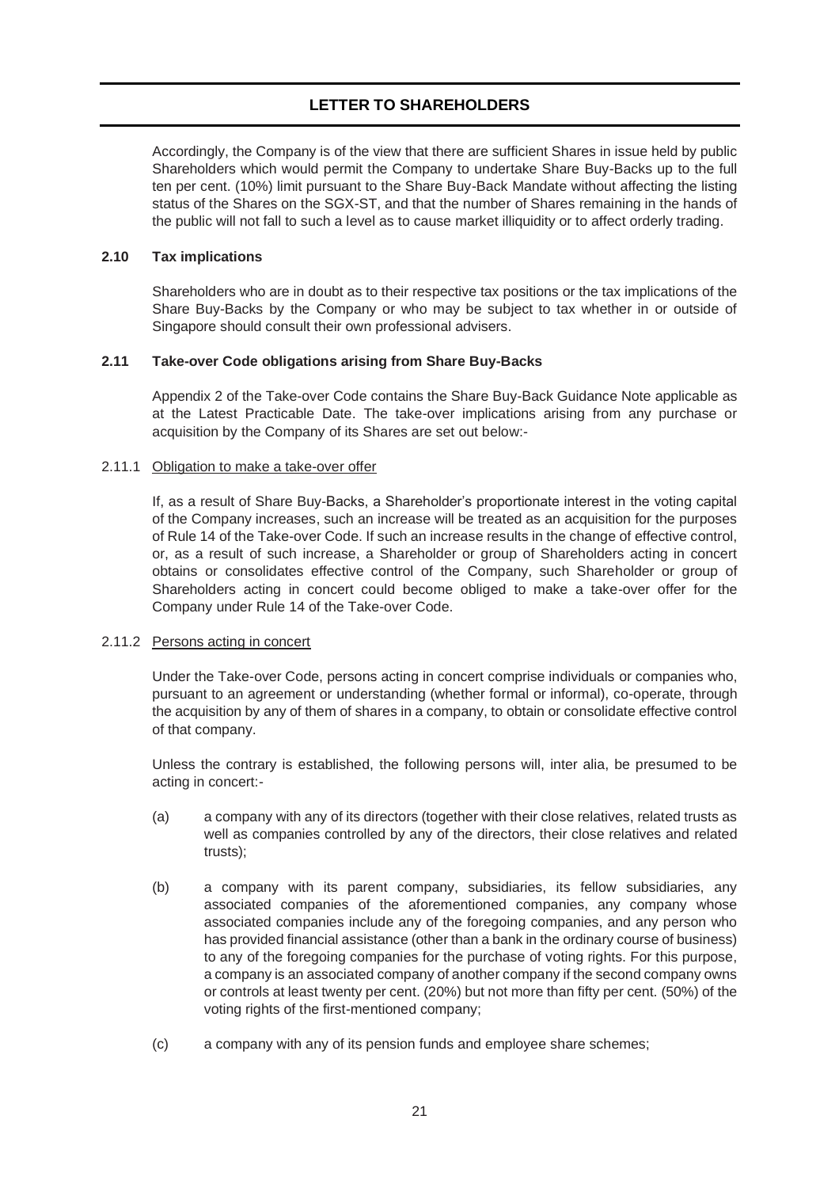## LETTER TO SHAREHOLDERS

Accordingly, the Company is of the view that there are sufficient Shares in issue held by public Shareholders which would permit the Company to undertake Share Buy-Backs up to the full ten per cent. (10%) limit pursuant to the Share Buy-Back Mandate without affecting the listing status of the Shares on the SGX-ST, and that the number of Shares remaining in the hands of the public will not fall to such a level as to cause market illiquidity or to affect orderly trading.

### 2.10 Tax implications

Shareholders who are in doubt as to their respective tax positions or the tax implications of the Share Buy-Backs by the Company or who may be subject to tax whether in or outside of Singapore should consult their own professional advisers.

### 2.11 Take-over Code obligations arising from Share Buy-Backs

Appendix 2 of the Take-over Code contains the Share Buy-Back Guidance Note applicable as at the Latest Practicable Date. The take-over implications arising from any purchase or acquisition by the Company of its Shares are set out below:-

2.11.1 Obligation to make a take-over offer

If, as a result of Share Buy-Backs, a Shareholder's proportionate interest in the voting capital of the Company increases, such an increase will be treated as an acquisition for the purposes of Rule 14 of the Take-over Code. If such an increase results in the change of effective control, or, as a result of such increase, a Shareholder or group of Shareholders acting in concert obtains or consolidates effective control of the Company, such Shareholder or group of Shareholders acting in concert could become obliged to make a take-over offer for the Company under Rule 14 of the Take-over Code.

2.11.2 Persons acting in concert

Under the Take-over Code, persons acting in concert comprise individuals or companies who, pursuant to an agreement or understanding (whether formal or informal), co-operate, through the acquisition by any of them of shares in a company, to obtain or consolidate effective control of that company.

Unless the contrary is established, the following persons will, inter alia, be presumed to be acting in concert:-

(a) a company with any of its directors (together with their close relatives, related trusts as well as companies controlled by any of the directors, their close relatives and related trusts);

(b) a company with its parent company, subsidiaries, its fellow subsidiaries, any associated companies of the aforementioned companies, any company whose associated companies include any of the foregoing companies, and any person who has provided financial assistance (other than a bank in the ordinary course of business) to any of the foregoing companies for the purchase of voting rights. For this purpose, a company is an associated company of another company if the second company owns or controls at least twenty per cent. (20%) but not more than fifty per cent. (50%) of the voting rights of the first-mentioned company;

(c) a company with any of its pension funds and employee share schemes;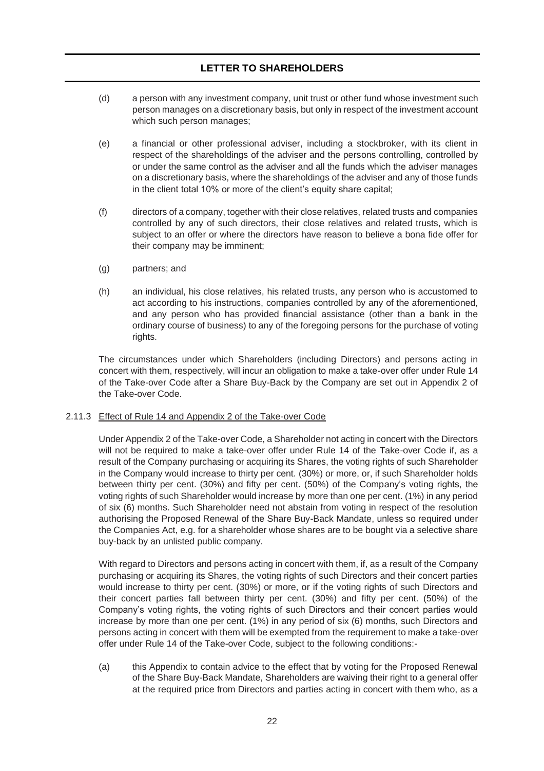(d) a person with any investment company, unit trust or other fund whose investment such person manages on a discretionary basis, but only in respect of the investment account which such person manages;

(e) a financial or other professional adviser, including a stockbroker, with its client in respect of the shareholdings of the adviser and the persons controlling, controlled by or under the same control as the adviser and all the funds which the adviser manages on a discretionary basis, where the shareholdings of the adviser and any of those funds in the client total 10% or more of the client's equity share capital;

(f) directors of a company, together with their close relatives, related trusts and companies controlled by any of such directors, their close relatives and related trusts, which is subject to an offer or where the directors have reason to believe a bona fide offer for their company may be imminent;

(g) partners; and

(h) an individual, his close relatives, his related trusts, any person who is accustomed to act according to his instructions, companies controlled by any of the aforementioned, and any person who has provided financial assistance (other than a bank in the ordinary course of business) to any of the foregoing persons for the purchase of voting rights.

The circumstances under which Shareholders (including Directors) and persons acting in concert with them, respectively, will incur an obligation to make a take-over offer under Rule 14 of the Take-over Code after a Share Buy-Back by the Company are set out in Appendix 2 of the Take-over Code.

2.11.3 Effect of Rule 14 and Appendix 2 of the Take-over Code

Under Appendix 2 of the Take-over Code, a Shareholder not acting in concert with the Directors will not be required to make a take-over offer under Rule 14 of the Take-over Code if, as a result of the Company purchasing or acquiring its Shares, the voting rights of such Shareholder in the Company would increase to thirty per cent. (30%) or more, or, if such Shareholder holds between thirty per cent. (30%) and fifty per cent. (50%) of the Company's voting rights, the voting rights of such Shareholder would increase by more than one per cent. (1%) in any period of six (6) months. Such Shareholder need not abstain from voting in respect of the resolution authorising the Proposed Renewal of the Share Buy-Back Mandate, unless so required under the Companies Act, e.g. for a shareholder whose shares are to be bought via a selective share buy-back by an unlisted public company.

With regard to Directors and persons acting in concert with them, if, as a result of the Company purchasing or acquiring its Shares, the voting rights of such Directors and their concert parties would increase to thirty per cent. (30%) or more, or if the voting rights of such Directors and their concert parties fall between thirty per cent. (30%) and fifty per cent. (50%) of the Company's voting rights, the voting rights of such Directors and their concert parties would increase by more than one per cent. (1%) in any period of six (6) months, such Directors and persons acting in concert with them will be exempted from the requirement to make a take-over offer under Rule 14 of the Take-over Code, subject to the following conditions:-

(a) this Appendix to contain advice to the effect that by voting for the Proposed Renewal of the Share Buy-Back Mandate, Shareholders are waiving their right to a general offer at the required price from Directors and parties acting in concert with them who, as a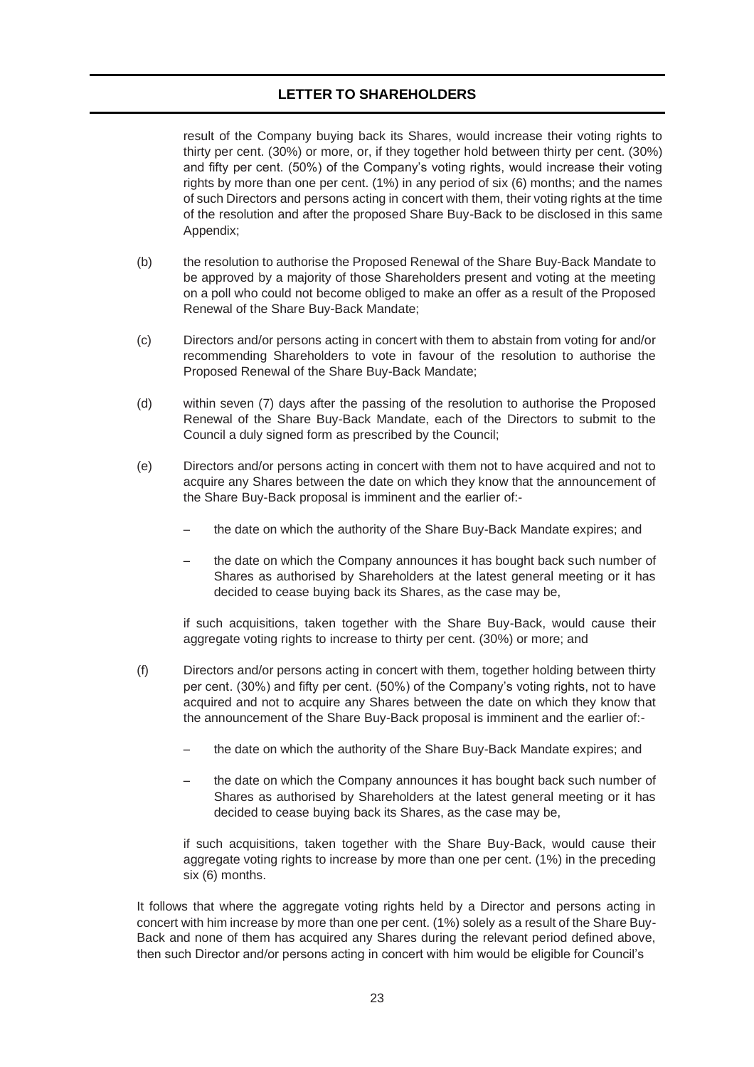result of the Company buying back its Shares, would increase their voting rights to thirty per cent. (30%) or more, or, if they together hold between thirty per cent. (30%) and fifty per cent. (50%) of the Company's voting rights, would increase their voting rights by more than one per cent. (1%) in any period of six (6) months; and the names of such Directors and persons acting in concert with them, their voting rights at the time of the resolution and after the proposed Share Buy-Back to be disclosed in this same Appendix;

(b) the resolution to authorise the Proposed Renewal of the Share Buy-Back Mandate to be approved by a majority of those Shareholders present and voting at the meeting on a poll who could not become obliged to make an offer as a result of the Proposed Renewal of the Share Buy-Back Mandate;

(c) Directors and/or persons acting in concert with them to abstain from voting for and/or recommending Shareholders to vote in favour of the resolution to authorise the Proposed Renewal of the Share Buy-Back Mandate;

(d) within seven (7) days after the passing of the resolution to authorise the Proposed Renewal of the Share Buy-Back Mandate, each of the Directors to submit to the Council a duly signed form as prescribed by the Council;

(e) Directors and/or persons acting in concert with them not to have acquired and not to acquire any Shares between the date on which they know that the announcement of the Share Buy-Back proposal is imminent and the earlier of:-

   – the date on which the authority of the Share Buy-Back Mandate expires; and

   – the date on which the Company announces it has bought back such number of Shares as authorised by Shareholders at the latest general meeting or it has decided to cease buying back its Shares, as the case may be,

   if such acquisitions, taken together with the Share Buy-Back, would cause their aggregate voting rights to increase to thirty per cent. (30%) or more; and

(f) Directors and/or persons acting in concert with them, together holding between thirty per cent. (30%) and fifty per cent. (50%) of the Company's voting rights, not to have acquired and not to acquire any Shares between the date on which they know that the announcement of the Share Buy-Back proposal is imminent and the earlier of:-

   – the date on which the authority of the Share Buy-Back Mandate expires; and

   – the date on which the Company announces it has bought back such number of Shares as authorised by Shareholders at the latest general meeting or it has decided to cease buying back its Shares, as the case may be,

   if such acquisitions, taken together with the Share Buy-Back, would cause their aggregate voting rights to increase by more than one per cent. (1%) in the preceding six (6) months.

It follows that where the aggregate voting rights held by a Director and persons acting in concert with him increase by more than one per cent. (1%) solely as a result of the Share Buy-Back and none of them has acquired any Shares during the relevant period defined above, then such Director and/or persons acting in concert with him would be eligible for Council's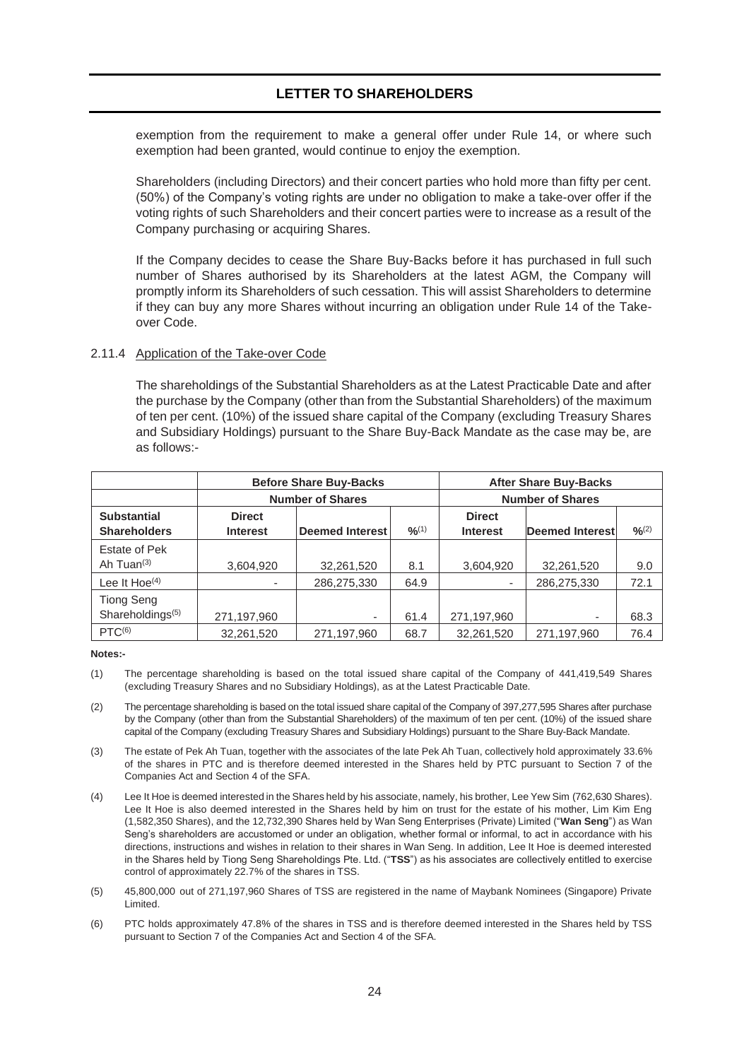exemption from the requirement to make a general offer under Rule 14, or where such exemption had been granted, would continue to enjoy the exemption.

Shareholders (including Directors) and their concert parties who hold more than fifty per cent. (50%) of the Company's voting rights are under no obligation to make a take-over offer if the voting rights of such Shareholders and their concert parties were to increase as a result of the Company purchasing or acquiring Shares.

If the Company decides to cease the Share Buy-Backs before it has purchased in full such number of Shares authorised by its Shareholders at the latest AGM, the Company will promptly inform its Shareholders of such cessation. This will assist Shareholders to determine if they can buy any more Shares without incurring an obligation under Rule 14 of the Take-over Code.

#### 2.11.4 Application of the Take-over Code

The shareholdings of the Substantial Shareholders as at the Latest Practicable Date and after the purchase by the Company (other than from the Substantial Shareholders) of the maximum of ten per cent. (10%) of the issued share capital of the Company (excluding Treasury Shares and Subsidiary Holdings) pursuant to the Share Buy-Back Mandate as the case may be, are as follows:-

| | Before Share Buy-Backs | | | After Share Buy-Backs | | |
|---|---|---|---|---|---|---|
| | Number of Shares | | | Number of Shares | | |
| **Substantial Shareholders** | **Direct Interest** | **Deemed Interest** | **%[1]** | **Direct Interest** | **Deemed Interest** | **%[2]** |
| Estate of Pek Ah Tuan[3] | 3,604,920 | 32,261,520 | 8.1 | 3,604,920 | 32,261,520 | 9.0 |
| Lee It Hoe[4] | - | 286,275,330 | 64.9 | - | 286,275,330 | 72.1 |
| Tiong Seng Shareholdings[5] | 271,197,960 | - | 61.4 | 271,197,960 | - | 68.3 |
| PTC[6] | 32,261,520 | 271,197,960 | 68.7 | 32,261,520 | 271,197,960 | 76.4 |

**Notes:-**

(1) The percentage shareholding is based on the total issued share capital of the Company of 441,419,549 Shares (excluding Treasury Shares and no Subsidiary Holdings), as at the Latest Practicable Date.

(2) The percentage shareholding is based on the total issued share capital of the Company of 397,277,595 Shares after purchase by the Company (other than from the Substantial Shareholders) of the maximum of ten per cent. (10%) of the issued share capital of the Company (excluding Treasury Shares and Subsidiary Holdings) pursuant to the Share Buy-Back Mandate.

(3) The estate of Pek Ah Tuan, together with the associates of the late Pek Ah Tuan, collectively hold approximately 33.6% of the shares in PTC and is therefore deemed interested in the Shares held by PTC pursuant to Section 7 of the Companies Act and Section 4 of the SFA.

(4) Lee It Hoe is deemed interested in the Shares held by his associate, namely, his brother, Lee Yew Sim (762,630 Shares). Lee It Hoe is also deemed interested in the Shares held by him on trust for the estate of his mother, Lim Kim Eng (1,582,350 Shares), and the 12,732,390 Shares held by Wan Seng Enterprises (Private) Limited ("**Wan Seng**") as Wan Seng's shareholders are accustomed or under an obligation, whether formal or informal, to act in accordance with his directions, instructions and wishes in relation to their shares in Wan Seng. In addition, Lee It Hoe is deemed interested in the Shares held by Tiong Seng Shareholdings Pte. Ltd. ("**TSS**") as his associates are collectively entitled to exercise control of approximately 22.7% of the shares in TSS.

(5) 45,800,000 out of 271,197,960 Shares of TSS are registered in the name of Maybank Nominees (Singapore) Private Limited.

(6) PTC holds approximately 47.8% of the shares in TSS and is therefore deemed interested in the Shares held by TSS pursuant to Section 7 of the Companies Act and Section 4 of the SFA.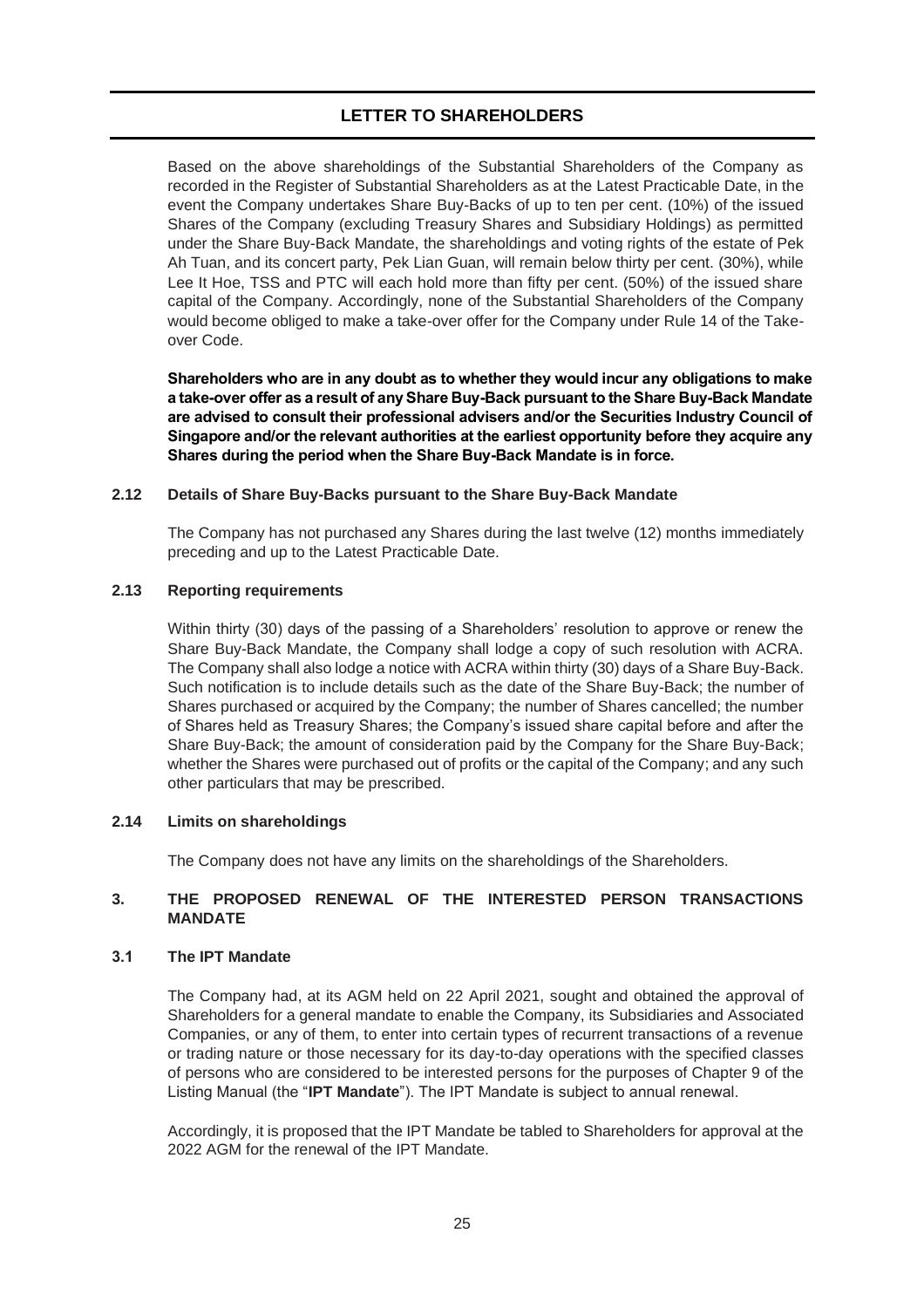Based on the above shareholdings of the Substantial Shareholders of the Company as recorded in the Register of Substantial Shareholders as at the Latest Practicable Date, in the event the Company undertakes Share Buy-Backs of up to ten per cent. (10%) of the issued Shares of the Company (excluding Treasury Shares and Subsidiary Holdings) as permitted under the Share Buy-Back Mandate, the shareholdings and voting rights of the estate of Pek Ah Tuan, and its concert party, Pek Lian Guan, will remain below thirty per cent. (30%), while Lee It Hoe, TSS and PTC will each hold more than fifty per cent. (50%) of the issued share capital of the Company. Accordingly, none of the Substantial Shareholders of the Company would become obliged to make a take-over offer for the Company under Rule 14 of the Take-over Code.

**Shareholders who are in any doubt as to whether they would incur any obligations to make a take-over offer as a result of any Share Buy-Back pursuant to the Share Buy-Back Mandate are advised to consult their professional advisers and/or the Securities Industry Council of Singapore and/or the relevant authorities at the earliest opportunity before they acquire any Shares during the period when the Share Buy-Back Mandate is in force.**

### 2.12 Details of Share Buy-Backs pursuant to the Share Buy-Back Mandate

The Company has not purchased any Shares during the last twelve (12) months immediately preceding and up to the Latest Practicable Date.

### 2.13 Reporting requirements

Within thirty (30) days of the passing of a Shareholders' resolution to approve or renew the Share Buy-Back Mandate, the Company shall lodge a copy of such resolution with ACRA. The Company shall also lodge a notice with ACRA within thirty (30) days of a Share Buy-Back. Such notification is to include details such as the date of the Share Buy-Back; the number of Shares purchased or acquired by the Company; the number of Shares cancelled; the number of Shares held as Treasury Shares; the Company's issued share capital before and after the Share Buy-Back; the amount of consideration paid by the Company for the Share Buy-Back; whether the Shares were purchased out of profits or the capital of the Company; and any such other particulars that may be prescribed.

### 2.14 Limits on shareholdings

The Company does not have any limits on the shareholdings of the Shareholders.

## 3. THE PROPOSED RENEWAL OF THE INTERESTED PERSON TRANSACTIONS MANDATE

### 3.1 The IPT Mandate

The Company had, at its AGM held on 22 April 2021, sought and obtained the approval of Shareholders for a general mandate to enable the Company, its Subsidiaries and Associated Companies, or any of them, to enter into certain types of recurrent transactions of a revenue or trading nature or those necessary for its day-to-day operations with the specified classes of persons who are considered to be interested persons for the purposes of Chapter 9 of the Listing Manual (the "**IPT Mandate**"). The IPT Mandate is subject to annual renewal.

Accordingly, it is proposed that the IPT Mandate be tabled to Shareholders for approval at the 2022 AGM for the renewal of the IPT Mandate.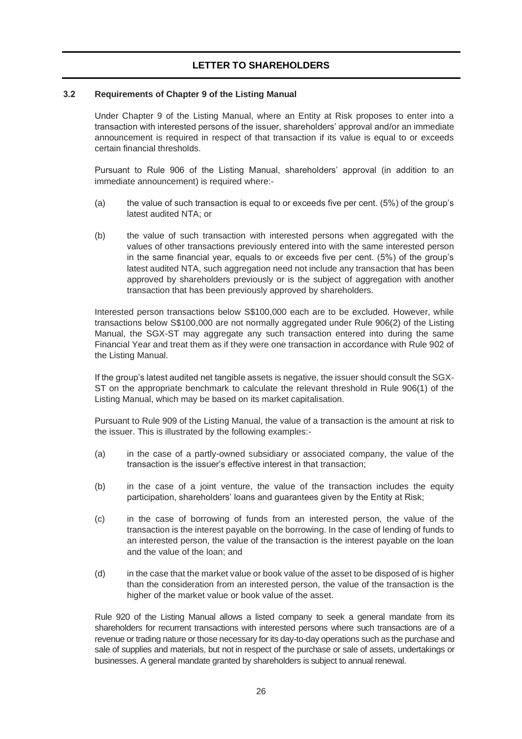### 3.2 Requirements of Chapter 9 of the Listing Manual

Under Chapter 9 of the Listing Manual, where an Entity at Risk proposes to enter into a transaction with interested persons of the issuer, shareholders' approval and/or an immediate announcement is required in respect of that transaction if its value is equal to or exceeds certain financial thresholds.

Pursuant to Rule 906 of the Listing Manual, shareholders' approval (in addition to an immediate announcement) is required where:-

(a) the value of such transaction is equal to or exceeds five per cent. (5%) of the group's latest audited NTA; or

(b) the value of such transaction with interested persons when aggregated with the values of other transactions previously entered into with the same interested person in the same financial year, equals to or exceeds five per cent. (5%) of the group's latest audited NTA, such aggregation need not include any transaction that has been approved by shareholders previously or is the subject of aggregation with another transaction that has been previously approved by shareholders.

Interested person transactions below S$100,000 each are to be excluded. However, while transactions below S$100,000 are not normally aggregated under Rule 906(2) of the Listing Manual, the SGX-ST may aggregate any such transaction entered into during the same Financial Year and treat them as if they were one transaction in accordance with Rule 902 of the Listing Manual.

If the group's latest audited net tangible assets is negative, the issuer should consult the SGX-ST on the appropriate benchmark to calculate the relevant threshold in Rule 906(1) of the Listing Manual, which may be based on its market capitalisation.

Pursuant to Rule 909 of the Listing Manual, the value of a transaction is the amount at risk to the issuer. This is illustrated by the following examples:-

(a) in the case of a partly-owned subsidiary or associated company, the value of the transaction is the issuer's effective interest in that transaction;

(b) in the case of a joint venture, the value of the transaction includes the equity participation, shareholders' loans and guarantees given by the Entity at Risk;

(c) in the case of borrowing of funds from an interested person, the value of the transaction is the interest payable on the borrowing. In the case of lending of funds to an interested person, the value of the transaction is the interest payable on the loan and the value of the loan; and

(d) in the case that the market value or book value of the asset to be disposed of is higher than the consideration from an interested person, the value of the transaction is the higher of the market value or book value of the asset.

Rule 920 of the Listing Manual allows a listed company to seek a general mandate from its shareholders for recurrent transactions with interested persons where such transactions are of a revenue or trading nature or those necessary for its day-to-day operations such as the purchase and sale of supplies and materials, but not in respect of the purchase or sale of assets, undertakings or businesses. A general mandate granted by shareholders is subject to annual renewal.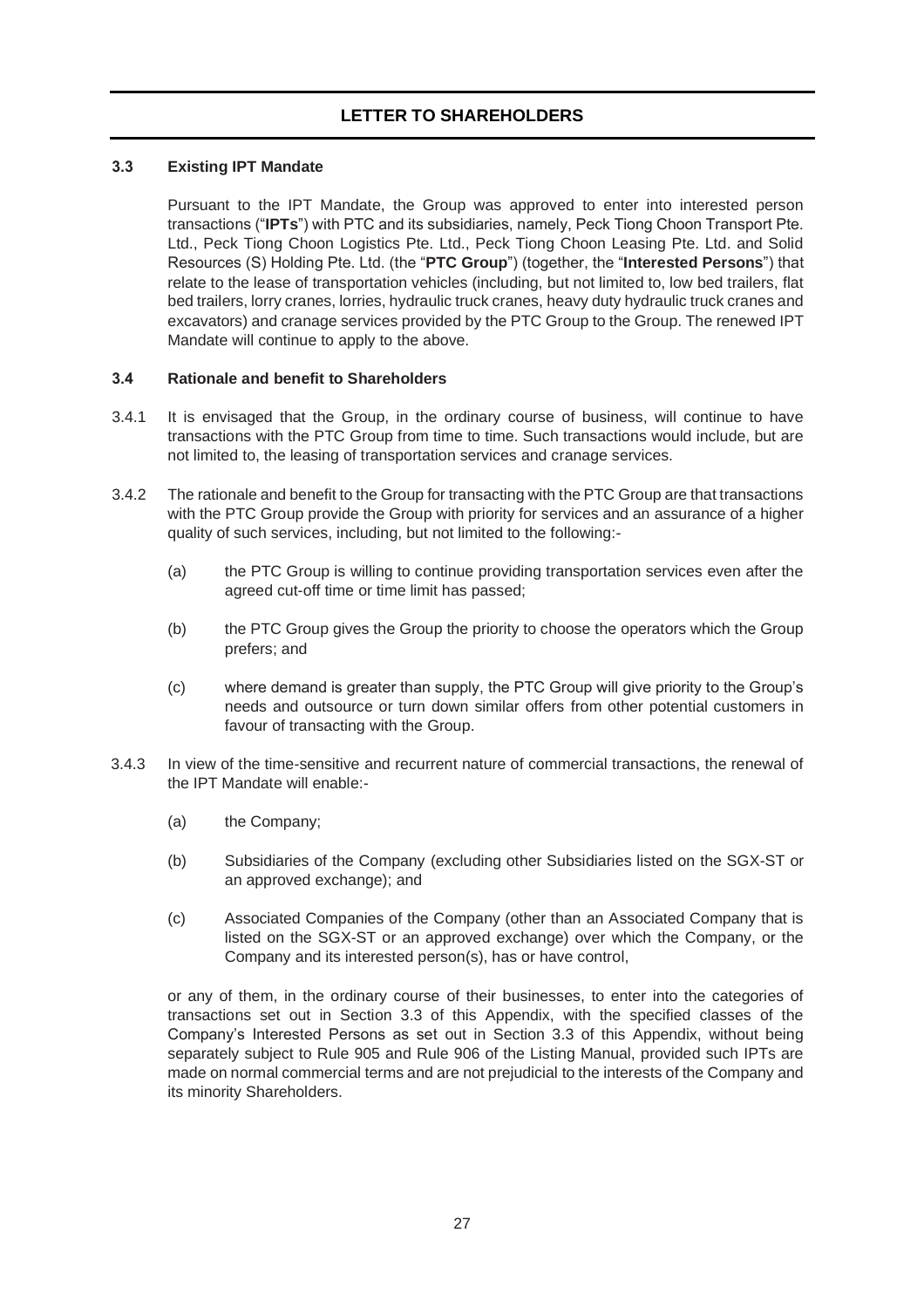## LETTER TO SHAREHOLDERS

### 3.3 Existing IPT Mandate

Pursuant to the IPT Mandate, the Group was approved to enter into interested person transactions ("**IPTs**") with PTC and its subsidiaries, namely, Peck Tiong Choon Transport Pte. Ltd., Peck Tiong Choon Logistics Pte. Ltd., Peck Tiong Choon Leasing Pte. Ltd. and Solid Resources (S) Holding Pte. Ltd. (the "**PTC Group**") (together, the "**Interested Persons**") that relate to the lease of transportation vehicles (including, but not limited to, low bed trailers, flat bed trailers, lorry cranes, lorries, hydraulic truck cranes, heavy duty hydraulic truck cranes and excavators) and cranage services provided by the PTC Group to the Group. The renewed IPT Mandate will continue to apply to the above.

### 3.4 Rationale and benefit to Shareholders

3.4.1 It is envisaged that the Group, in the ordinary course of business, will continue to have transactions with the PTC Group from time to time. Such transactions would include, but are not limited to, the leasing of transportation services and cranage services.

3.4.2 The rationale and benefit to the Group for transacting with the PTC Group are that transactions with the PTC Group provide the Group with priority for services and an assurance of a higher quality of such services, including, but not limited to the following:-

(a) the PTC Group is willing to continue providing transportation services even after the agreed cut-off time or time limit has passed;

(b) the PTC Group gives the Group the priority to choose the operators which the Group prefers; and

(c) where demand is greater than supply, the PTC Group will give priority to the Group's needs and outsource or turn down similar offers from other potential customers in favour of transacting with the Group.

3.4.3 In view of the time-sensitive and recurrent nature of commercial transactions, the renewal of the IPT Mandate will enable:-

(a) the Company;

(b) Subsidiaries of the Company (excluding other Subsidiaries listed on the SGX-ST or an approved exchange); and

(c) Associated Companies of the Company (other than an Associated Company that is listed on the SGX-ST or an approved exchange) over which the Company, or the Company and its interested person(s), has or have control,

or any of them, in the ordinary course of their businesses, to enter into the categories of transactions set out in Section 3.3 of this Appendix, with the specified classes of the Company's Interested Persons as set out in Section 3.3 of this Appendix, without being separately subject to Rule 905 and Rule 906 of the Listing Manual, provided such IPTs are made on normal commercial terms and are not prejudicial to the interests of the Company and its minority Shareholders.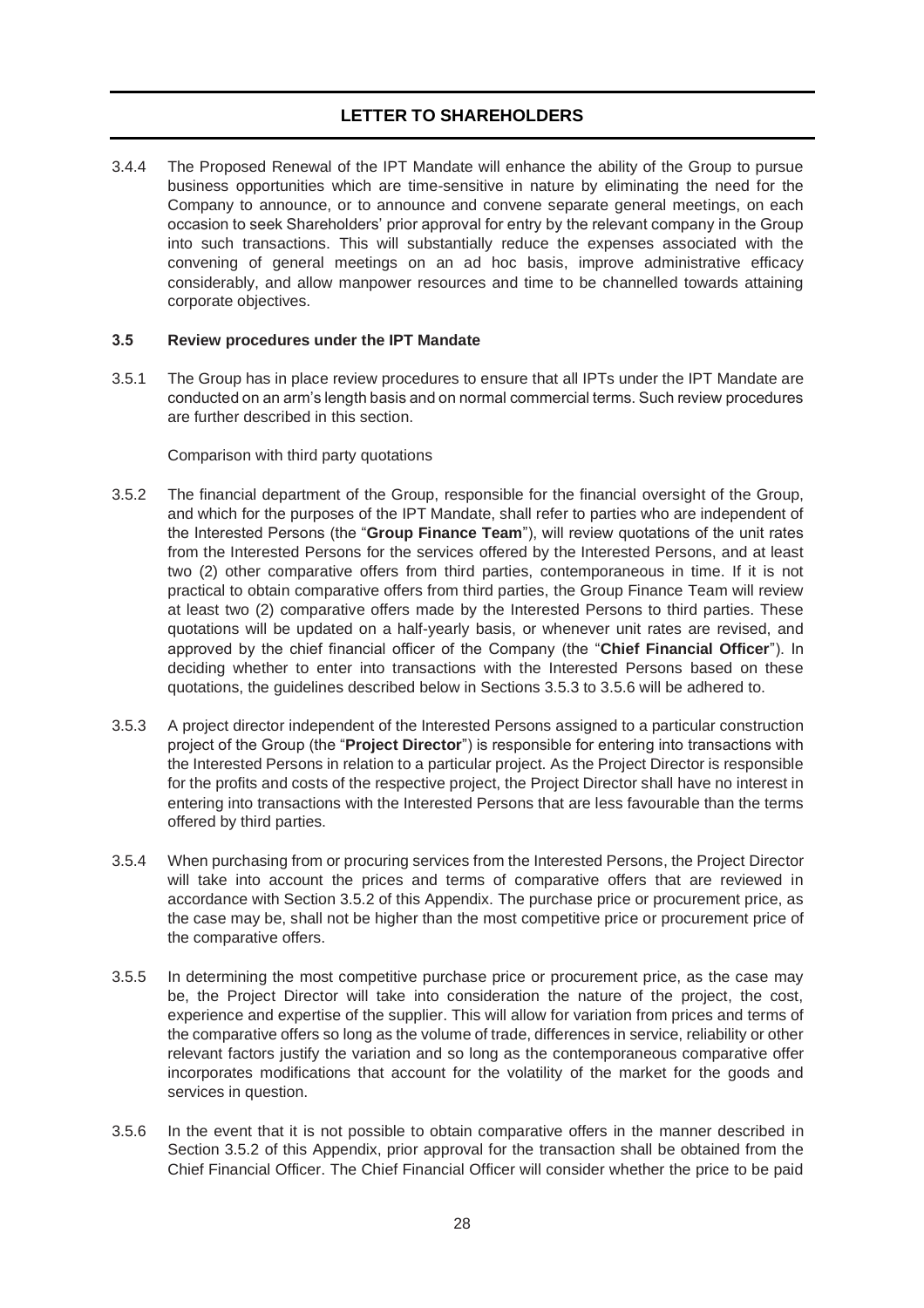## LETTER TO SHAREHOLDERS

3.4.4 The Proposed Renewal of the IPT Mandate will enhance the ability of the Group to pursue business opportunities which are time-sensitive in nature by eliminating the need for the Company to announce, or to announce and convene separate general meetings, on each occasion to seek Shareholders' prior approval for entry by the relevant company in the Group into such transactions. This will substantially reduce the expenses associated with the convening of general meetings on an ad hoc basis, improve administrative efficacy considerably, and allow manpower resources and time to be channelled towards attaining corporate objectives.

### 3.5 Review procedures under the IPT Mandate

3.5.1 The Group has in place review procedures to ensure that all IPTs under the IPT Mandate are conducted on an arm's length basis and on normal commercial terms. Such review procedures are further described in this section.

Comparison with third party quotations

3.5.2 The financial department of the Group, responsible for the financial oversight of the Group, and which for the purposes of the IPT Mandate, shall refer to parties who are independent of the Interested Persons (the "**Group Finance Team**"), will review quotations of the unit rates from the Interested Persons for the services offered by the Interested Persons, and at least two (2) other comparative offers from third parties, contemporaneous in time. If it is not practical to obtain comparative offers from third parties, the Group Finance Team will review at least two (2) comparative offers made by the Interested Persons to third parties. These quotations will be updated on a half-yearly basis, or whenever unit rates are revised, and approved by the chief financial officer of the Company (the "**Chief Financial Officer**"). In deciding whether to enter into transactions with the Interested Persons based on these quotations, the guidelines described below in Sections 3.5.3 to 3.5.6 will be adhered to.

3.5.3 A project director independent of the Interested Persons assigned to a particular construction project of the Group (the "**Project Director**") is responsible for entering into transactions with the Interested Persons in relation to a particular project. As the Project Director is responsible for the profits and costs of the respective project, the Project Director shall have no interest in entering into transactions with the Interested Persons that are less favourable than the terms offered by third parties.

3.5.4 When purchasing from or procuring services from the Interested Persons, the Project Director will take into account the prices and terms of comparative offers that are reviewed in accordance with Section 3.5.2 of this Appendix. The purchase price or procurement price, as the case may be, shall not be higher than the most competitive price or procurement price of the comparative offers.

3.5.5 In determining the most competitive purchase price or procurement price, as the case may be, the Project Director will take into consideration the nature of the project, the cost, experience and expertise of the supplier. This will allow for variation from prices and terms of the comparative offers so long as the volume of trade, differences in service, reliability or other relevant factors justify the variation and so long as the contemporaneous comparative offer incorporates modifications that account for the volatility of the market for the goods and services in question.

3.5.6 In the event that it is not possible to obtain comparative offers in the manner described in Section 3.5.2 of this Appendix, prior approval for the transaction shall be obtained from the Chief Financial Officer. The Chief Financial Officer will consider whether the price to be paid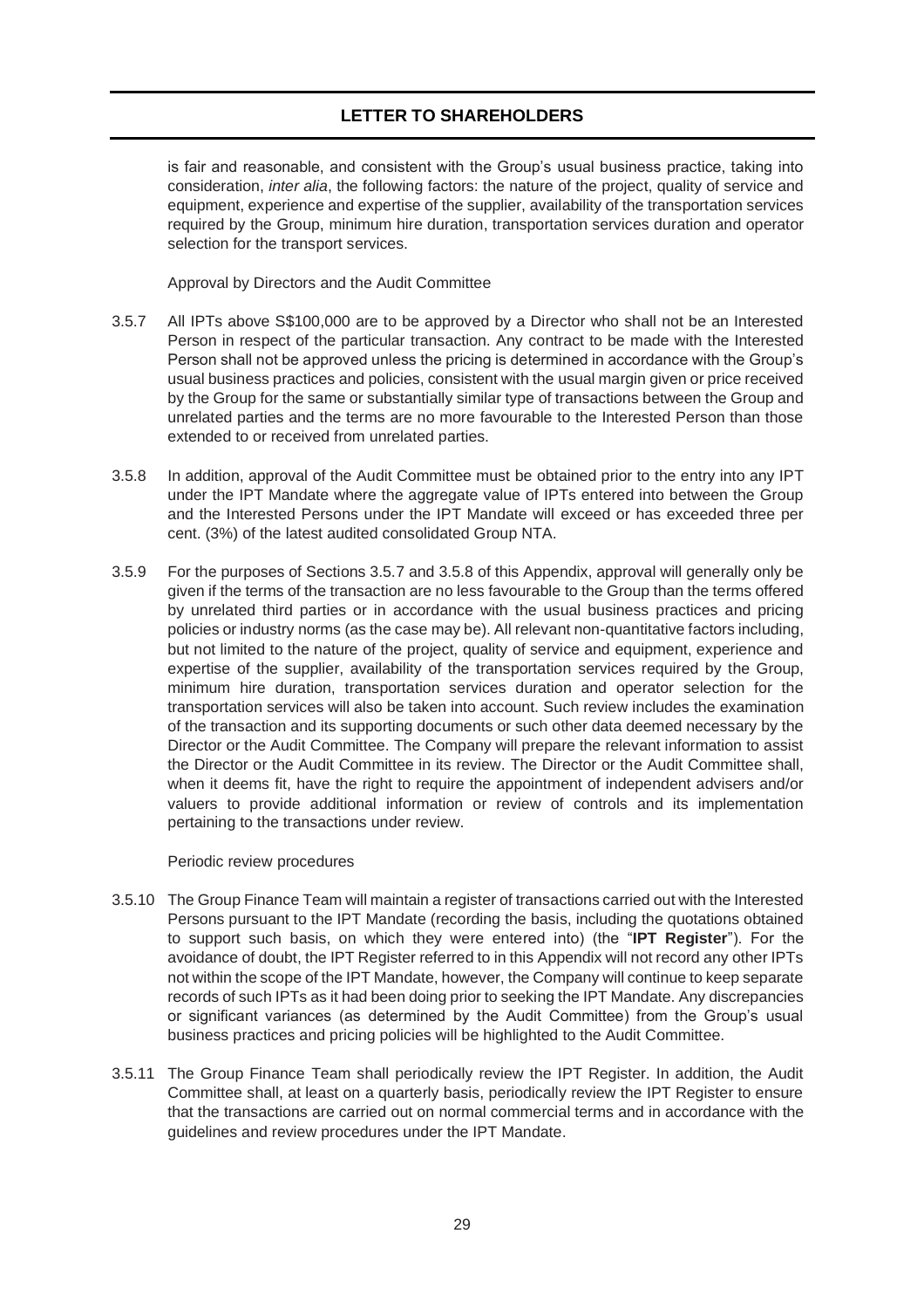is fair and reasonable, and consistent with the Group's usual business practice, taking into consideration, *inter alia*, the following factors: the nature of the project, quality of service and equipment, experience and expertise of the supplier, availability of the transportation services required by the Group, minimum hire duration, transportation services duration and operator selection for the transport services.

Approval by Directors and the Audit Committee

3.5.7 All IPTs above S$100,000 are to be approved by a Director who shall not be an Interested Person in respect of the particular transaction. Any contract to be made with the Interested Person shall not be approved unless the pricing is determined in accordance with the Group's usual business practices and policies, consistent with the usual margin given or price received by the Group for the same or substantially similar type of transactions between the Group and unrelated parties and the terms are no more favourable to the Interested Person than those extended to or received from unrelated parties.

3.5.8 In addition, approval of the Audit Committee must be obtained prior to the entry into any IPT under the IPT Mandate where the aggregate value of IPTs entered into between the Group and the Interested Persons under the IPT Mandate will exceed or has exceeded three per cent. (3%) of the latest audited consolidated Group NTA.

3.5.9 For the purposes of Sections 3.5.7 and 3.5.8 of this Appendix, approval will generally only be given if the terms of the transaction are no less favourable to the Group than the terms offered by unrelated third parties or in accordance with the usual business practices and pricing policies or industry norms (as the case may be). All relevant non-quantitative factors including, but not limited to the nature of the project, quality of service and equipment, experience and expertise of the supplier, availability of the transportation services required by the Group, minimum hire duration, transportation services duration and operator selection for the transportation services will also be taken into account. Such review includes the examination of the transaction and its supporting documents or such other data deemed necessary by the Director or the Audit Committee. The Company will prepare the relevant information to assist the Director or the Audit Committee in its review. The Director or the Audit Committee shall, when it deems fit, have the right to require the appointment of independent advisers and/or valuers to provide additional information or review of controls and its implementation pertaining to the transactions under review.

Periodic review procedures

3.5.10 The Group Finance Team will maintain a register of transactions carried out with the Interested Persons pursuant to the IPT Mandate (recording the basis, including the quotations obtained to support such basis, on which they were entered into) (the "**IPT Register**"). For the avoidance of doubt, the IPT Register referred to in this Appendix will not record any other IPTs not within the scope of the IPT Mandate, however, the Company will continue to keep separate records of such IPTs as it had been doing prior to seeking the IPT Mandate. Any discrepancies or significant variances (as determined by the Audit Committee) from the Group's usual business practices and pricing policies will be highlighted to the Audit Committee.

3.5.11 The Group Finance Team shall periodically review the IPT Register. In addition, the Audit Committee shall, at least on a quarterly basis, periodically review the IPT Register to ensure that the transactions are carried out on normal commercial terms and in accordance with the guidelines and review procedures under the IPT Mandate.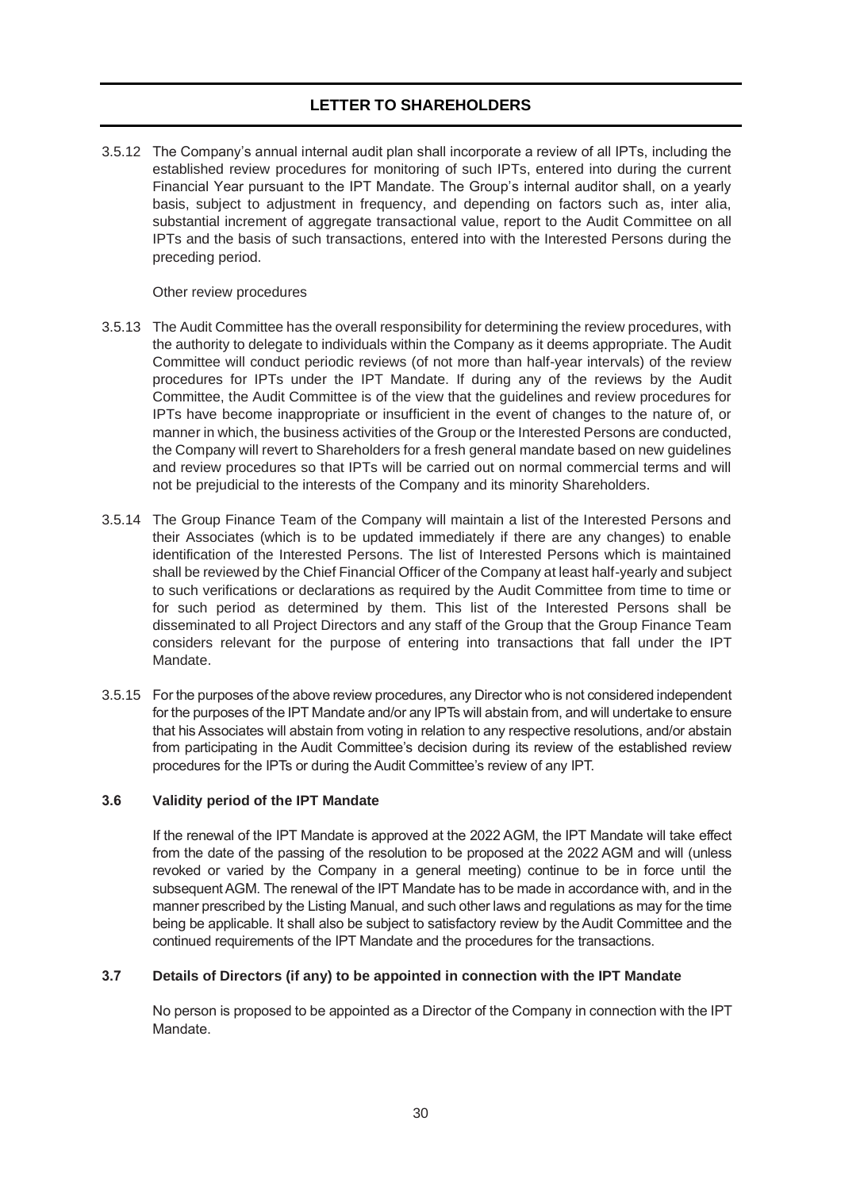3.5.12 The Company's annual internal audit plan shall incorporate a review of all IPTs, including the established review procedures for monitoring of such IPTs, entered into during the current Financial Year pursuant to the IPT Mandate. The Group's internal auditor shall, on a yearly basis, subject to adjustment in frequency, and depending on factors such as, inter alia, substantial increment of aggregate transactional value, report to the Audit Committee on all IPTs and the basis of such transactions, entered into with the Interested Persons during the preceding period.

Other review procedures

3.5.13 The Audit Committee has the overall responsibility for determining the review procedures, with the authority to delegate to individuals within the Company as it deems appropriate. The Audit Committee will conduct periodic reviews (of not more than half-year intervals) of the review procedures for IPTs under the IPT Mandate. If during any of the reviews by the Audit Committee, the Audit Committee is of the view that the guidelines and review procedures for IPTs have become inappropriate or insufficient in the event of changes to the nature of, or manner in which, the business activities of the Group or the Interested Persons are conducted, the Company will revert to Shareholders for a fresh general mandate based on new guidelines and review procedures so that IPTs will be carried out on normal commercial terms and will not be prejudicial to the interests of the Company and its minority Shareholders.

3.5.14 The Group Finance Team of the Company will maintain a list of the Interested Persons and their Associates (which is to be updated immediately if there are any changes) to enable identification of the Interested Persons. The list of Interested Persons which is maintained shall be reviewed by the Chief Financial Officer of the Company at least half-yearly and subject to such verifications or declarations as required by the Audit Committee from time to time or for such period as determined by them. This list of the Interested Persons shall be disseminated to all Project Directors and any staff of the Group that the Group Finance Team considers relevant for the purpose of entering into transactions that fall under the IPT Mandate.

3.5.15 For the purposes of the above review procedures, any Director who is not considered independent for the purposes of the IPT Mandate and/or any IPTs will abstain from, and will undertake to ensure that his Associates will abstain from voting in relation to any respective resolutions, and/or abstain from participating in the Audit Committee's decision during its review of the established review procedures for the IPTs or during the Audit Committee's review of any IPT.

### 3.6 Validity period of the IPT Mandate

If the renewal of the IPT Mandate is approved at the 2022 AGM, the IPT Mandate will take effect from the date of the passing of the resolution to be proposed at the 2022 AGM and will (unless revoked or varied by the Company in a general meeting) continue to be in force until the subsequent AGM. The renewal of the IPT Mandate has to be made in accordance with, and in the manner prescribed by the Listing Manual, and such other laws and regulations as may for the time being be applicable. It shall also be subject to satisfactory review by the Audit Committee and the continued requirements of the IPT Mandate and the procedures for the transactions.

### 3.7 Details of Directors (if any) to be appointed in connection with the IPT Mandate

No person is proposed to be appointed as a Director of the Company in connection with the IPT Mandate.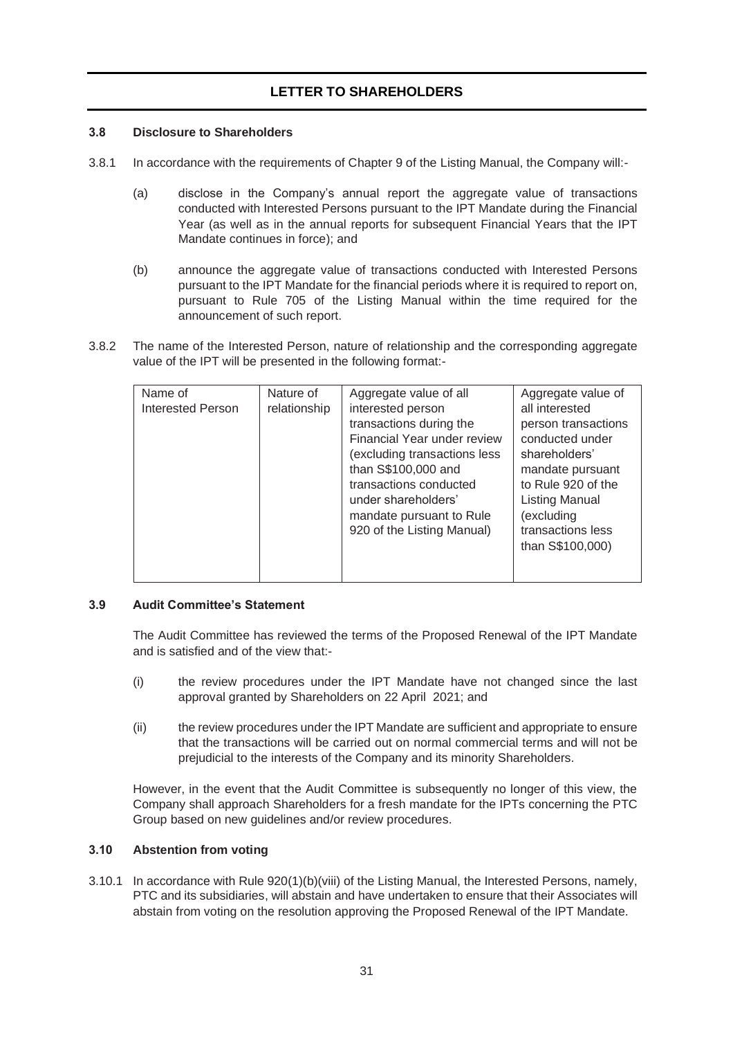## LETTER TO SHAREHOLDERS

### 3.8 Disclosure to Shareholders

3.8.1 In accordance with the requirements of Chapter 9 of the Listing Manual, the Company will:-

(a) disclose in the Company's annual report the aggregate value of transactions conducted with Interested Persons pursuant to the IPT Mandate during the Financial Year (as well as in the annual reports for subsequent Financial Years that the IPT Mandate continues in force); and

(b) announce the aggregate value of transactions conducted with Interested Persons pursuant to the IPT Mandate for the financial periods where it is required to report on, pursuant to Rule 705 of the Listing Manual within the time required for the announcement of such report.

3.8.2 The name of the Interested Person, nature of relationship and the corresponding aggregate value of the IPT will be presented in the following format:-

| Name of Interested Person | Nature of relationship | Aggregate value of all interested person transactions during the Financial Year under review (excluding transactions less than S$100,000 and transactions conducted under shareholders' mandate pursuant to Rule 920 of the Listing Manual) | Aggregate value of all interested person transactions conducted under shareholders' mandate pursuant to Rule 920 of the Listing Manual (excluding transactions less than S$100,000) |
|---|---|---|---|
| | | | |

### 3.9 Audit Committee's Statement

The Audit Committee has reviewed the terms of the Proposed Renewal of the IPT Mandate and is satisfied and of the view that:-

(i) the review procedures under the IPT Mandate have not changed since the last approval granted by Shareholders on 22 April 2021; and

(ii) the review procedures under the IPT Mandate are sufficient and appropriate to ensure that the transactions will be carried out on normal commercial terms and will not be prejudicial to the interests of the Company and its minority Shareholders.

However, in the event that the Audit Committee is subsequently no longer of this view, the Company shall approach Shareholders for a fresh mandate for the IPTs concerning the PTC Group based on new guidelines and/or review procedures.

### 3.10 Abstention from voting

3.10.1 In accordance with Rule 920(1)(b)(viii) of the Listing Manual, the Interested Persons, namely, PTC and its subsidiaries, will abstain and have undertaken to ensure that their Associates will abstain from voting on the resolution approving the Proposed Renewal of the IPT Mandate.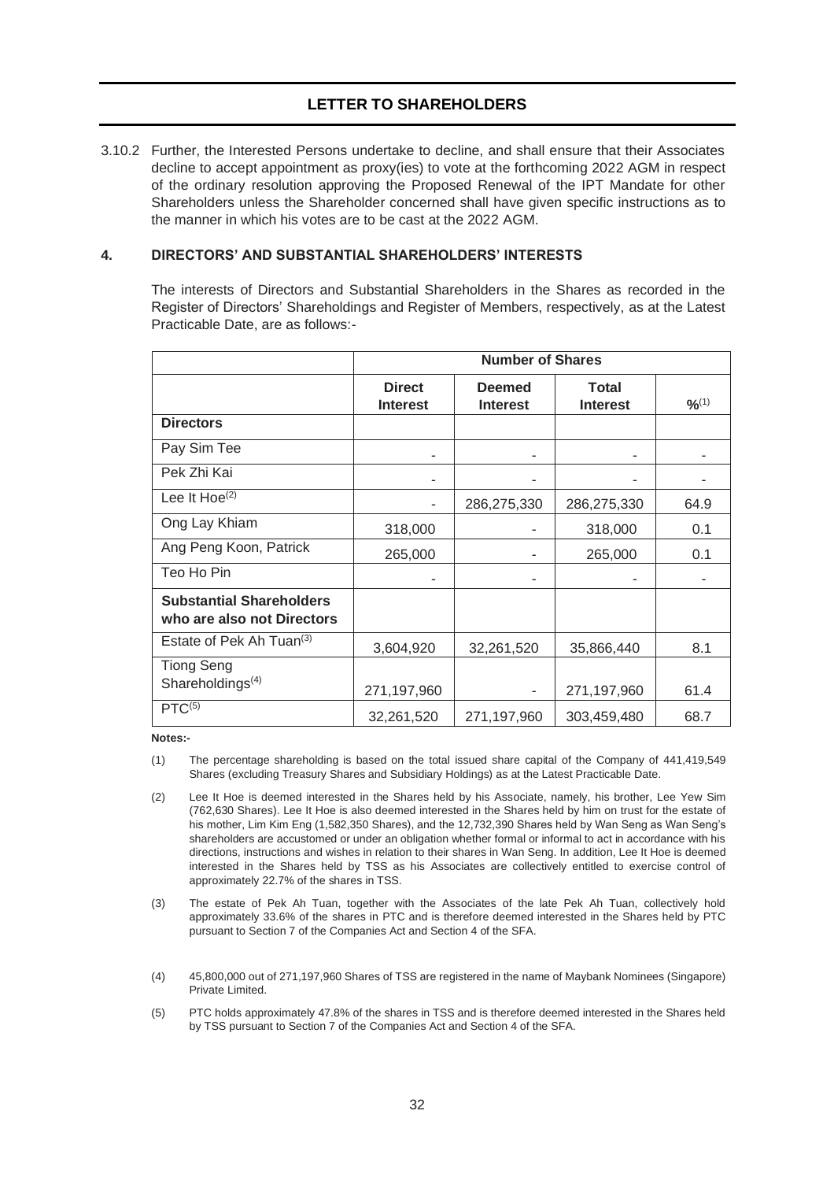3.10.2 Further, the Interested Persons undertake to decline, and shall ensure that their Associates decline to accept appointment as proxy(ies) to vote at the forthcoming 2022 AGM in respect of the ordinary resolution approving the Proposed Renewal of the IPT Mandate for other Shareholders unless the Shareholder concerned shall have given specific instructions as to the manner in which his votes are to be cast at the 2022 AGM.

## 4. DIRECTORS' AND SUBSTANTIAL SHAREHOLDERS' INTERESTS

The interests of Directors and Substantial Shareholders in the Shares as recorded in the Register of Directors' Shareholdings and Register of Members, respectively, as at the Latest Practicable Date, are as follows:-

| | Number of Shares | | | |
|---|---|---|---|---|
| | **Direct Interest** | **Deemed Interest** | **Total Interest** | **%**[1] |
| **Directors** | | | | |
| Pay Sim Tee | - | - | - | - |
| Pek Zhi Kai | - | - | - | - |
| Lee It Hoe[2] | - | 286,275,330 | 286,275,330 | 64.9 |
| Ong Lay Khiam | 318,000 | - | 318,000 | 0.1 |
| Ang Peng Koon, Patrick | 265,000 | - | 265,000 | 0.1 |
| Teo Ho Pin | - | - | - | - |
| **Substantial Shareholders who are also not Directors** | | | | |
| Estate of Pek Ah Tuan[3] | 3,604,920 | 32,261,520 | 35,866,440 | 8.1 |
| Tiong Seng Shareholdings[4] | 271,197,960 | - | 271,197,960 | 61.4 |
| PTC[5] | 32,261,520 | 271,197,960 | 303,459,480 | 68.7 |

**Notes:-**

(1) The percentage shareholding is based on the total issued share capital of the Company of 441,419,549 Shares (excluding Treasury Shares and Subsidiary Holdings) as at the Latest Practicable Date.

(2) Lee It Hoe is deemed interested in the Shares held by his Associate, namely, his brother, Lee Yew Sim (762,630 Shares). Lee It Hoe is also deemed interested in the Shares held by him on trust for the estate of his mother, Lim Kim Eng (1,582,350 Shares), and the 12,732,390 Shares held by Wan Seng as Wan Seng's shareholders are accustomed or under an obligation whether formal or informal to act in accordance with his directions, instructions and wishes in relation to their shares in Wan Seng. In addition, Lee It Hoe is deemed interested in the Shares held by TSS as his Associates are collectively entitled to exercise control of approximately 22.7% of the shares in TSS.

(3) The estate of Pek Ah Tuan, together with the Associates of the late Pek Ah Tuan, collectively hold approximately 33.6% of the shares in PTC and is therefore deemed interested in the Shares held by PTC pursuant to Section 7 of the Companies Act and Section 4 of the SFA.

(4) 45,800,000 out of 271,197,960 Shares of TSS are registered in the name of Maybank Nominees (Singapore) Private Limited.

(5) PTC holds approximately 47.8% of the shares in TSS and is therefore deemed interested in the Shares held by TSS pursuant to Section 7 of the Companies Act and Section 4 of the SFA.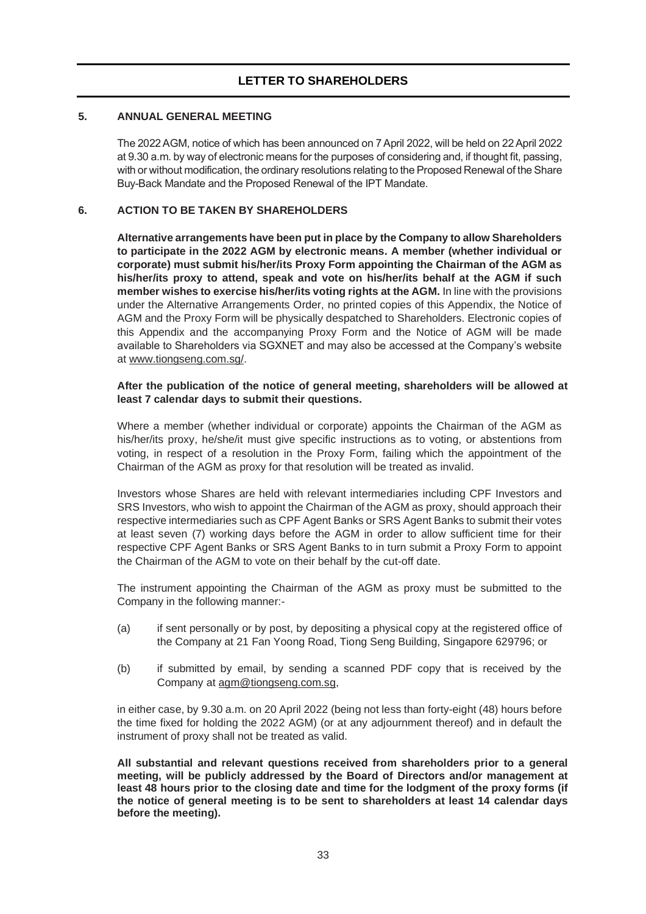## LETTER TO SHAREHOLDERS

### 5. ANNUAL GENERAL MEETING

The 2022 AGM, notice of which has been announced on 7 April 2022, will be held on 22 April 2022 at 9.30 a.m. by way of electronic means for the purposes of considering and, if thought fit, passing, with or without modification, the ordinary resolutions relating to the Proposed Renewal of the Share Buy-Back Mandate and the Proposed Renewal of the IPT Mandate.

### 6. ACTION TO BE TAKEN BY SHAREHOLDERS

**Alternative arrangements have been put in place by the Company to allow Shareholders to participate in the 2022 AGM by electronic means. A member (whether individual or corporate) must submit his/her/its Proxy Form appointing the Chairman of the AGM as his/her/its proxy to attend, speak and vote on his/her/its behalf at the AGM if such member wishes to exercise his/her/its voting rights at the AGM.** In line with the provisions under the Alternative Arrangements Order, no printed copies of this Appendix, the Notice of AGM and the Proxy Form will be physically despatched to Shareholders. Electronic copies of this Appendix and the accompanying Proxy Form and the Notice of AGM will be made available to Shareholders via SGXNET and may also be accessed at the Company's website at www.tiongseng.com.sg/.

**After the publication of the notice of general meeting, shareholders will be allowed at least 7 calendar days to submit their questions.**

Where a member (whether individual or corporate) appoints the Chairman of the AGM as his/her/its proxy, he/she/it must give specific instructions as to voting, or abstentions from voting, in respect of a resolution in the Proxy Form, failing which the appointment of the Chairman of the AGM as proxy for that resolution will be treated as invalid.

Investors whose Shares are held with relevant intermediaries including CPF Investors and SRS Investors, who wish to appoint the Chairman of the AGM as proxy, should approach their respective intermediaries such as CPF Agent Banks or SRS Agent Banks to submit their votes at least seven (7) working days before the AGM in order to allow sufficient time for their respective CPF Agent Banks or SRS Agent Banks to in turn submit a Proxy Form to appoint the Chairman of the AGM to vote on their behalf by the cut-off date.

The instrument appointing the Chairman of the AGM as proxy must be submitted to the Company in the following manner:-

(a) if sent personally or by post, by depositing a physical copy at the registered office of the Company at 21 Fan Yoong Road, Tiong Seng Building, Singapore 629796; or

(b) if submitted by email, by sending a scanned PDF copy that is received by the Company at agm@tiongseng.com.sg,

in either case, by 9.30 a.m. on 20 April 2022 (being not less than forty-eight (48) hours before the time fixed for holding the 2022 AGM) (or at any adjournment thereof) and in default the instrument of proxy shall not be treated as valid.

**All substantial and relevant questions received from shareholders prior to a general meeting, will be publicly addressed by the Board of Directors and/or management at least 48 hours prior to the closing date and time for the lodgment of the proxy forms (if the notice of general meeting is to be sent to shareholders at least 14 calendar days before the meeting).**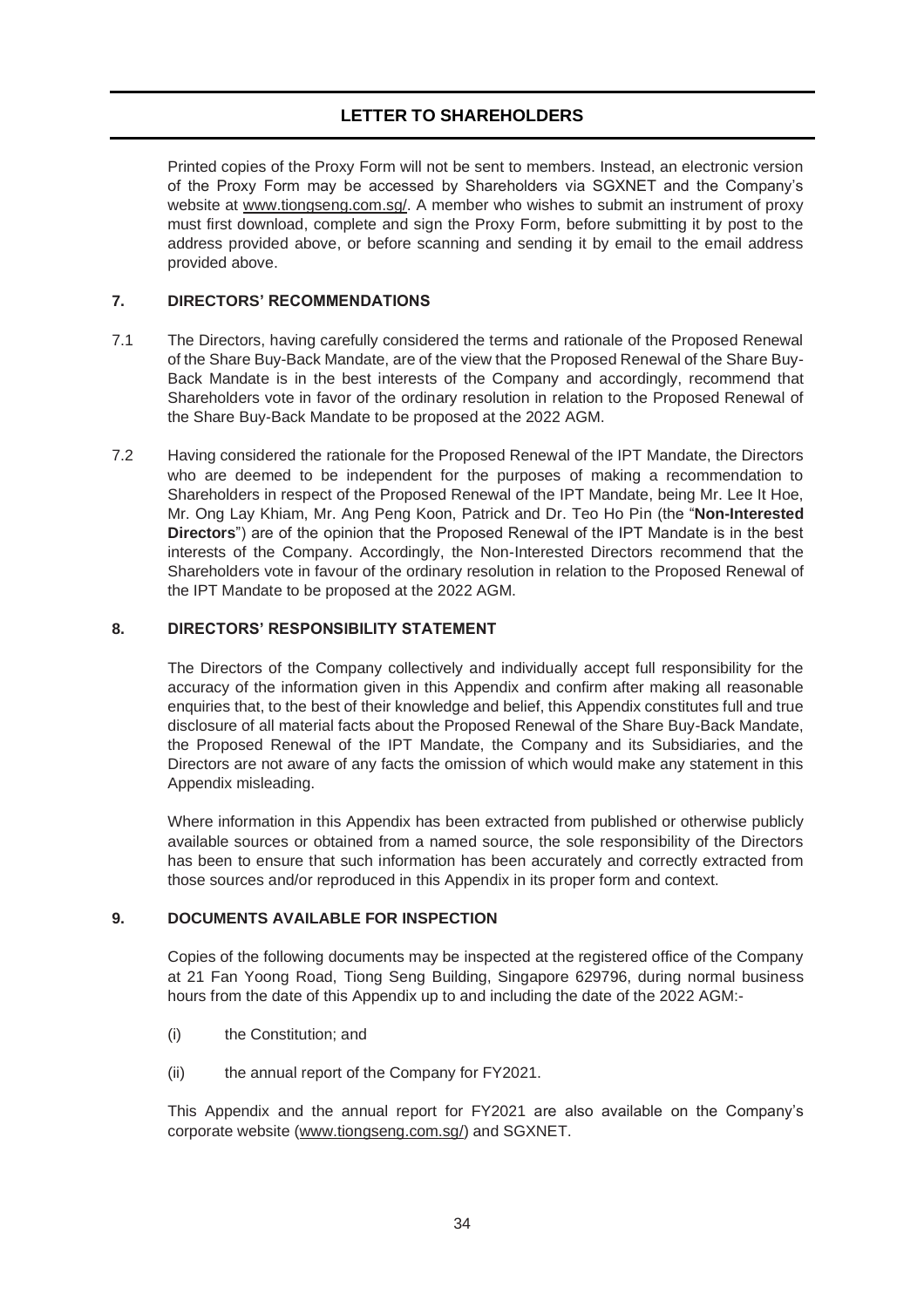Printed copies of the Proxy Form will not be sent to members. Instead, an electronic version of the Proxy Form may be accessed by Shareholders via SGXNET and the Company's website at www.tiongseng.com.sg/. A member who wishes to submit an instrument of proxy must first download, complete and sign the Proxy Form, before submitting it by post to the address provided above, or before scanning and sending it by email to the email address provided above.

## 7. DIRECTORS' RECOMMENDATIONS

7.1 The Directors, having carefully considered the terms and rationale of the Proposed Renewal of the Share Buy-Back Mandate, are of the view that the Proposed Renewal of the Share Buy-Back Mandate is in the best interests of the Company and accordingly, recommend that Shareholders vote in favor of the ordinary resolution in relation to the Proposed Renewal of the Share Buy-Back Mandate to be proposed at the 2022 AGM.

7.2 Having considered the rationale for the Proposed Renewal of the IPT Mandate, the Directors who are deemed to be independent for the purposes of making a recommendation to Shareholders in respect of the Proposed Renewal of the IPT Mandate, being Mr. Lee It Hoe, Mr. Ong Lay Khiam, Mr. Ang Peng Koon, Patrick and Dr. Teo Ho Pin (the "**Non-Interested Directors**") are of the opinion that the Proposed Renewal of the IPT Mandate is in the best interests of the Company. Accordingly, the Non-Interested Directors recommend that the Shareholders vote in favour of the ordinary resolution in relation to the Proposed Renewal of the IPT Mandate to be proposed at the 2022 AGM.

## 8. DIRECTORS' RESPONSIBILITY STATEMENT

The Directors of the Company collectively and individually accept full responsibility for the accuracy of the information given in this Appendix and confirm after making all reasonable enquiries that, to the best of their knowledge and belief, this Appendix constitutes full and true disclosure of all material facts about the Proposed Renewal of the Share Buy-Back Mandate, the Proposed Renewal of the IPT Mandate, the Company and its Subsidiaries, and the Directors are not aware of any facts the omission of which would make any statement in this Appendix misleading.

Where information in this Appendix has been extracted from published or otherwise publicly available sources or obtained from a named source, the sole responsibility of the Directors has been to ensure that such information has been accurately and correctly extracted from those sources and/or reproduced in this Appendix in its proper form and context.

## 9. DOCUMENTS AVAILABLE FOR INSPECTION

Copies of the following documents may be inspected at the registered office of the Company at 21 Fan Yoong Road, Tiong Seng Building, Singapore 629796, during normal business hours from the date of this Appendix up to and including the date of the 2022 AGM:-

(i) the Constitution; and

(ii) the annual report of the Company for FY2021.

This Appendix and the annual report for FY2021 are also available on the Company's corporate website (www.tiongseng.com.sg/) and SGXNET.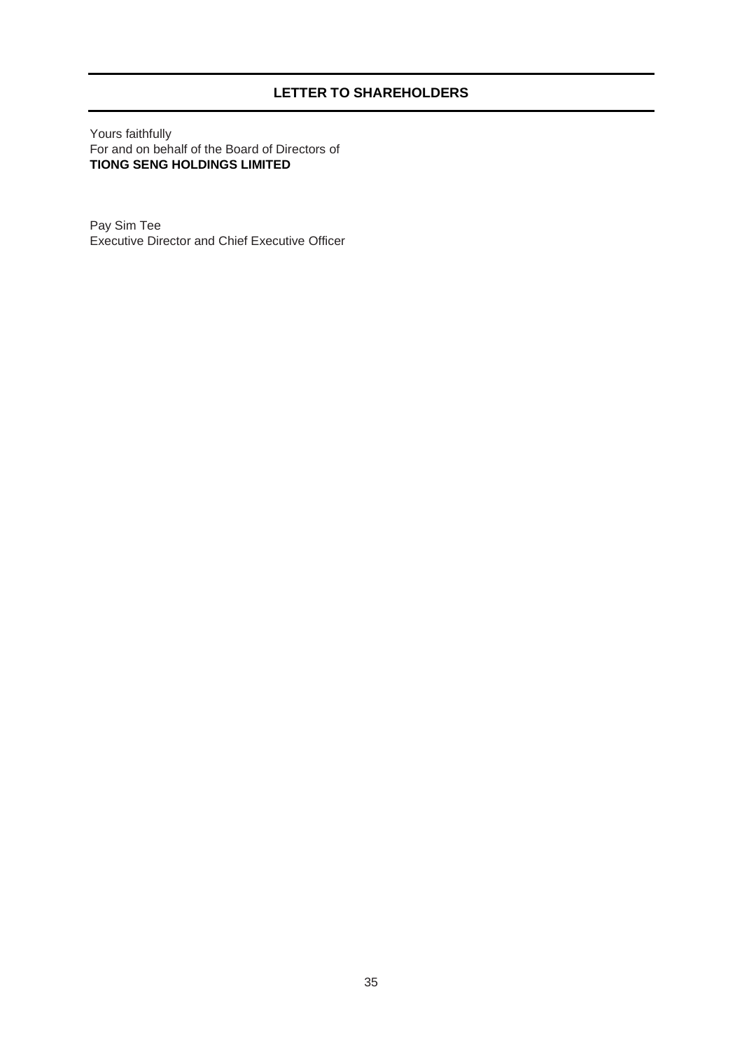Yours faithfully
For and on behalf of the Board of Directors of
**TIONG SENG HOLDINGS LIMITED**

Pay Sim Tee
Executive Director and Chief Executive Officer